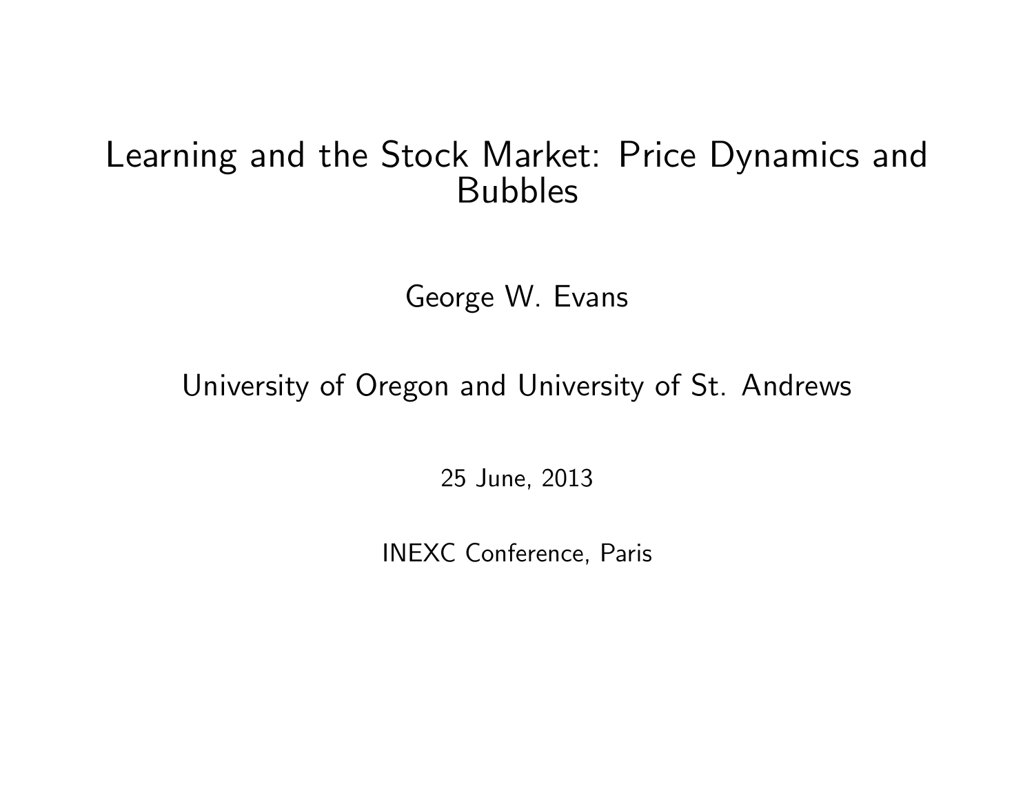# Learning and the Stock Market: Price Dynamics and Bubbles

George W. Evans

University of Oregon and University of St. Andrews

25 June, 2013

INEXC Conference, Paris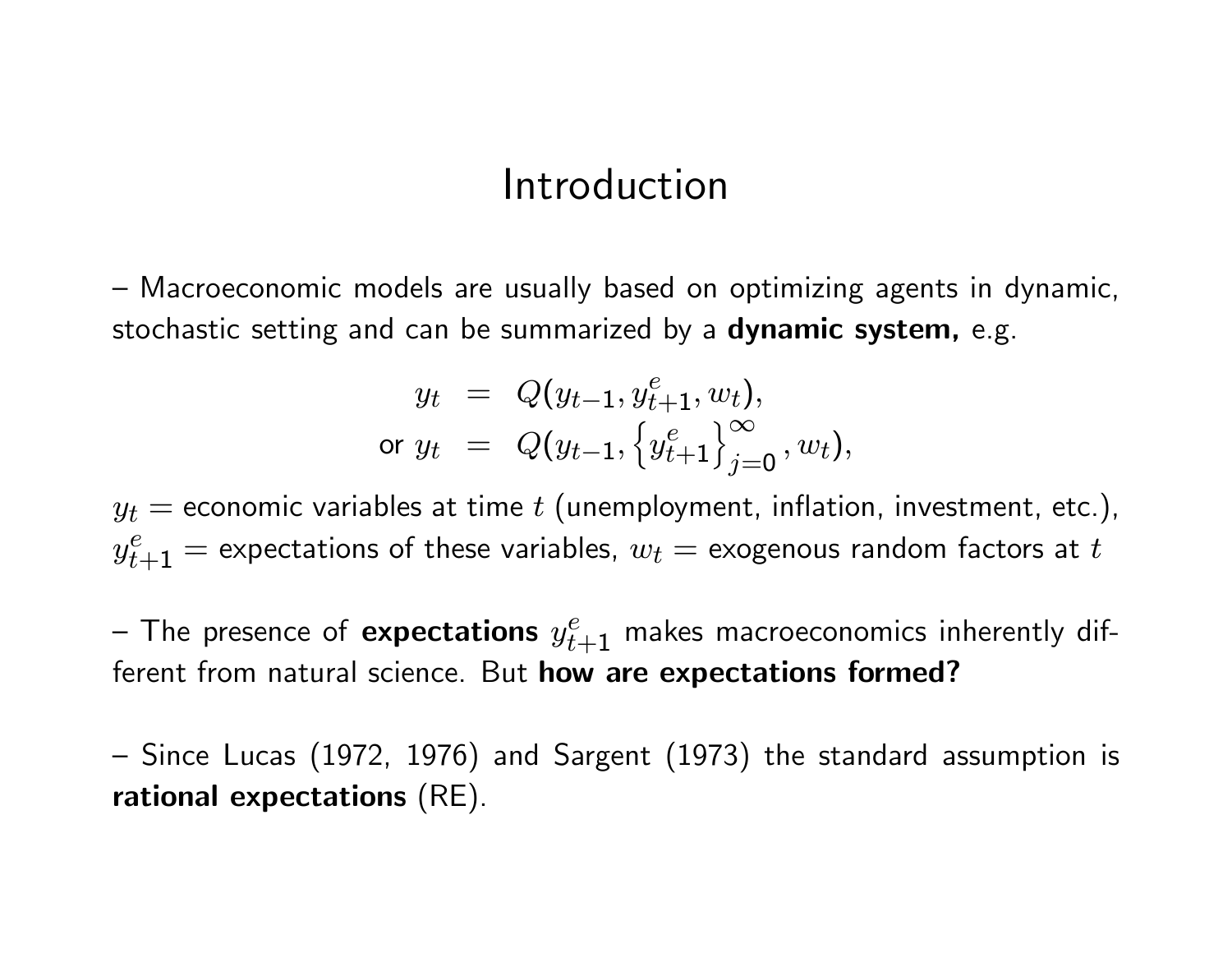# Introduction

– Macroeconomic models are usually based on optimizing agents in dynamic, stochastic setting and can be summarized by a **dynamic system,** e.g.

$$
\begin{aligned}
y_t &= Q(y_{t-1}, y^e_{t+1}, w_t), \\
\text{or } y_t &= Q(y_{t-1}, \left\{y^e_{t+1}\right\}_{j=0}^{\infty}, w_t),
\end{aligned}
$$

$y_t =$ economic variables at time $t$ (unemployment, inflation, investment, etc.), $y^e_{t+1} =$ expectations of these variables, $w_t =$ exogenous random factors at $t$

– The presence of **expectations** $y^e_{t+1}$ makes macroeconomics inherently different from natural science. But **how are expectations formed?**

– Since Lucas (1972, 1976) and Sargent (1973) the standard assumption is **rational expectations** (RE).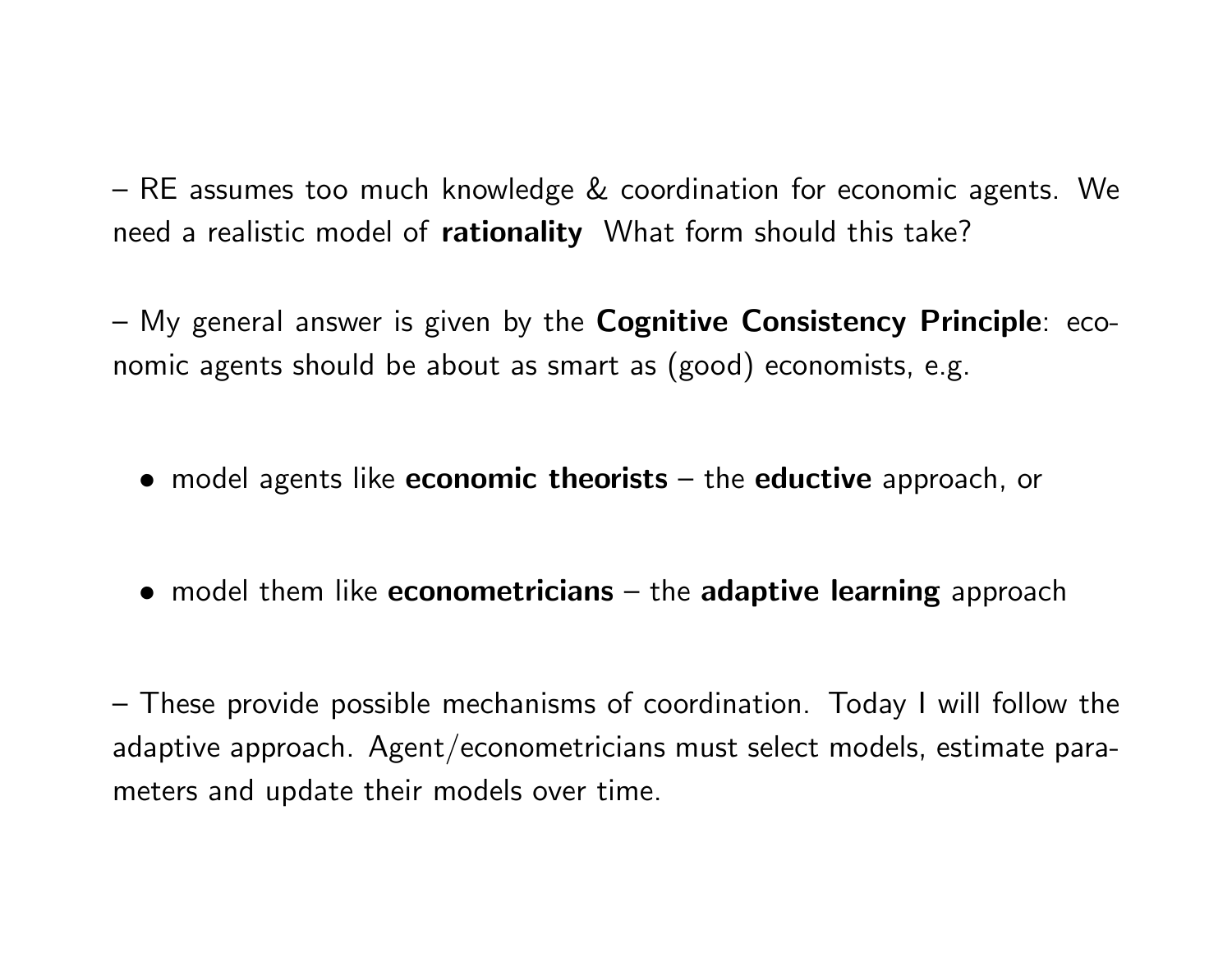– RE assumes too much knowledge & coordination for economic agents. We need a realistic model of **rationality** What form should this take?

– My general answer is given by the **Cognitive Consistency Principle**: economic agents should be about as smart as (good) economists, e.g.

- model agents like **economic theorists** – the **eductive** approach, or

- model them like **econometricians** – the **adaptive learning** approach

– These provide possible mechanisms of coordination. Today I will follow the adaptive approach. Agent/econometricians must select models, estimate parameters and update their models over time.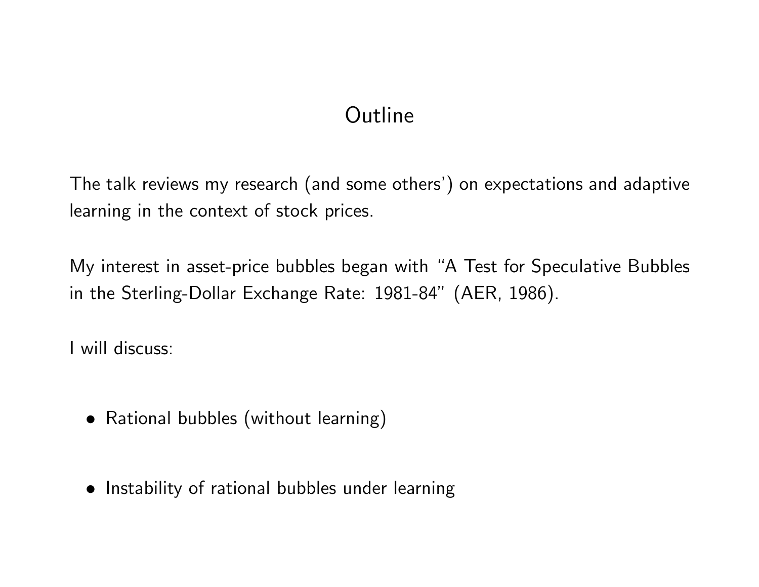# Outline

The talk reviews my research (and some others') on expectations and adaptive learning in the context of stock prices.

My interest in asset-price bubbles began with "A Test for Speculative Bubbles in the Sterling-Dollar Exchange Rate: 1981-84" (AER, 1986).

I will discuss:

- Rational bubbles (without learning)
- Instability of rational bubbles under learning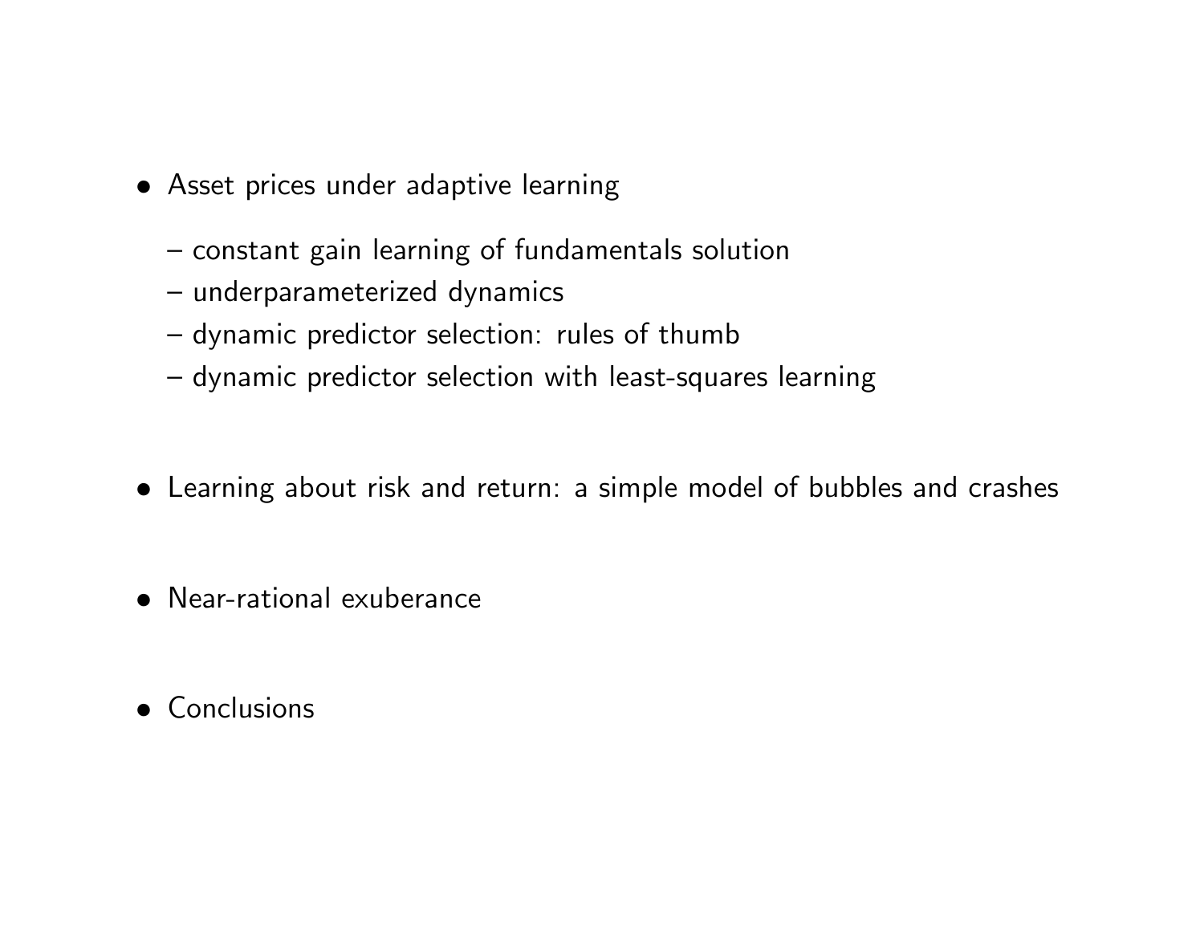- Asset prices under adaptive learning
  - constant gain learning of fundamentals solution
  - underparameterized dynamics
  - dynamic predictor selection: rules of thumb
  - dynamic predictor selection with least-squares learning

- Learning about risk and return: a simple model of bubbles and crashes

- Near-rational exuberance

- Conclusions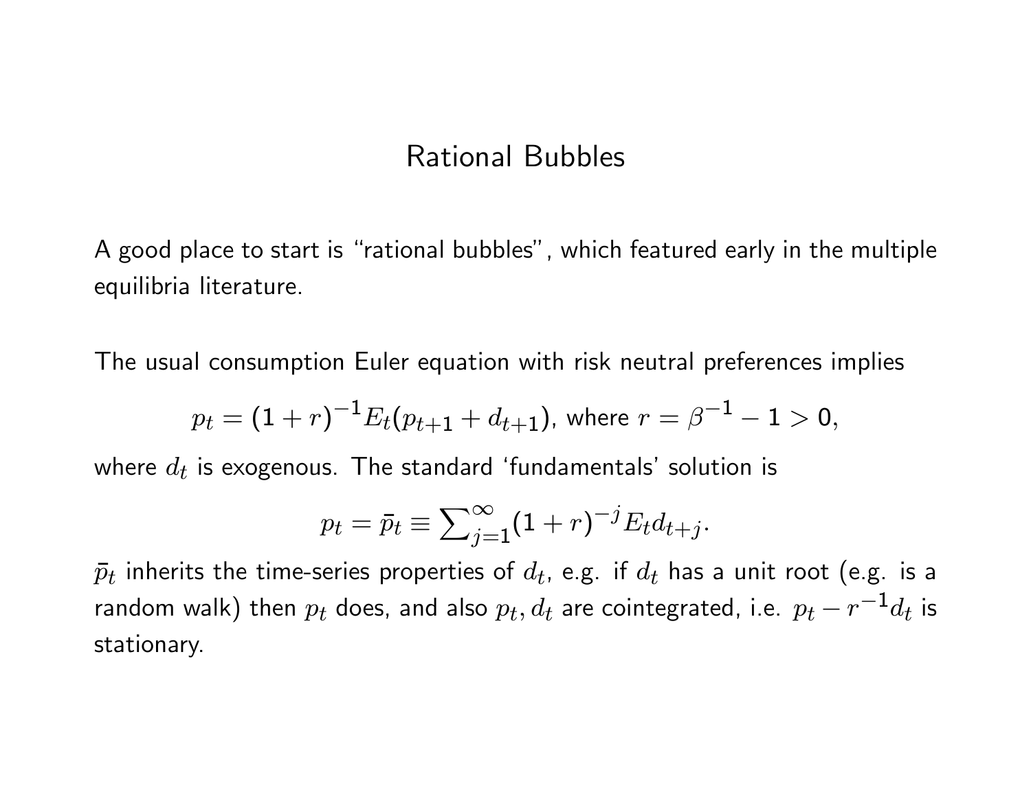# Rational Bubbles

A good place to start is "rational bubbles", which featured early in the multiple equilibria literature.

The usual consumption Euler equation with risk neutral preferences implies

$$p_t = (1 + r)^{-1} E_t(p_{t+1} + d_{t+1}), \text{ where } r = \beta^{-1} - 1 > 0,$$

where $d_t$ is exogenous. The standard 'fundamentals' solution is

$$p_t = \bar{p}_t \equiv \sum_{j=1}^{\infty} (1 + r)^{-j} E_t d_{t+j}.$$

$\bar{p}_t$ inherits the time-series properties of $d_t$, e.g. if $d_t$ has a unit root (e.g. is a random walk) then $p_t$ does, and also $p_t, d_t$ are cointegrated, i.e. $p_t - r^{-1} d_t$ is stationary.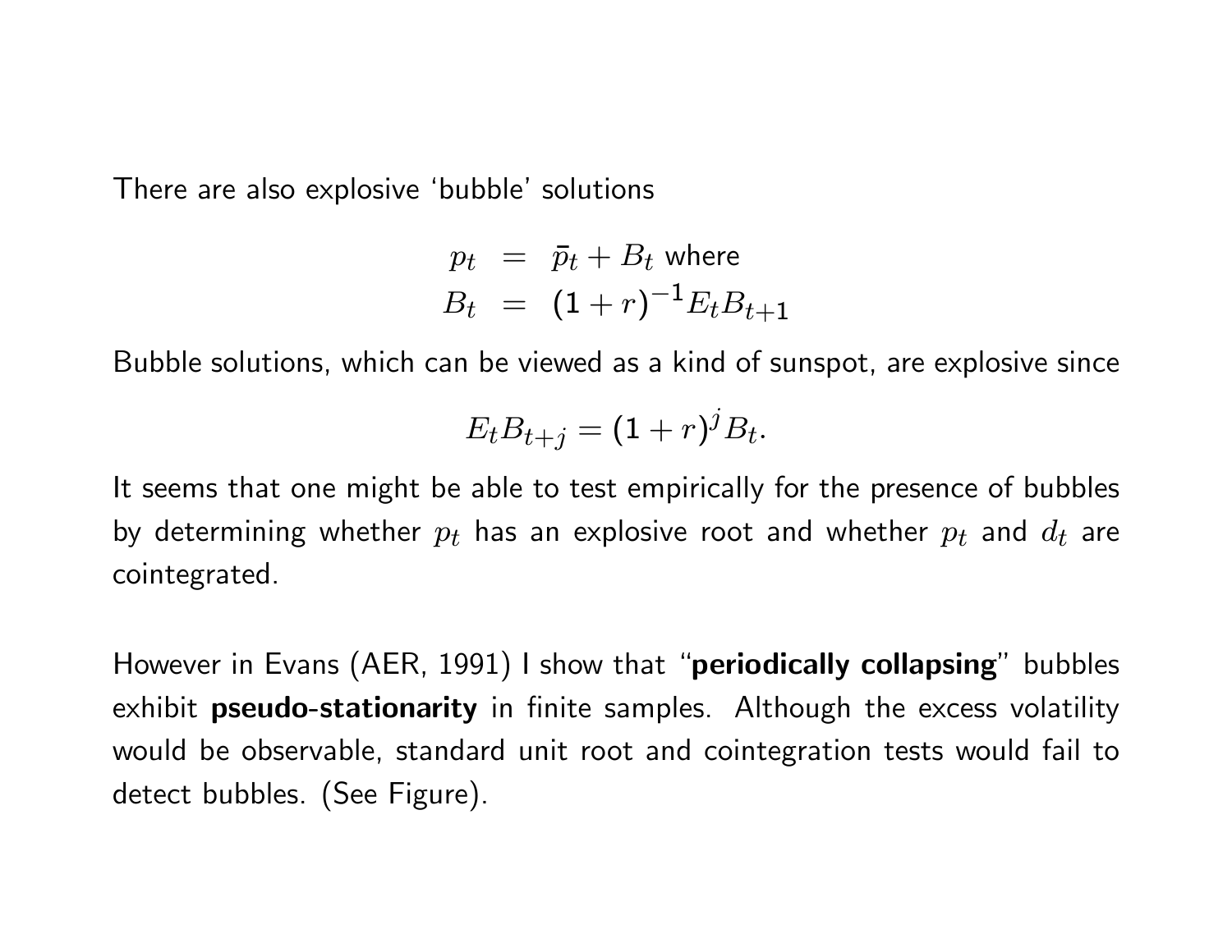There are also explosive 'bubble' solutions

$$
\begin{aligned}
p_t &= \bar{p}_t + B_t \text{ where} \\
B_t &= (1+r)^{-1} E_t B_{t+1}
\end{aligned}
$$

Bubble solutions, which can be viewed as a kind of sunspot, are explosive since

$$E_t B_{t+j} = (1+r)^j B_t.$$

It seems that one might be able to test empirically for the presence of bubbles by determining whether $p_t$ has an explosive root and whether $p_t$ and $d_t$ are cointegrated.

However in Evans (AER, 1991) I show that "**periodically collapsing**" bubbles exhibit **pseudo-stationarity** in finite samples. Although the excess volatility would be observable, standard unit root and cointegration tests would fail to detect bubbles. (See Figure).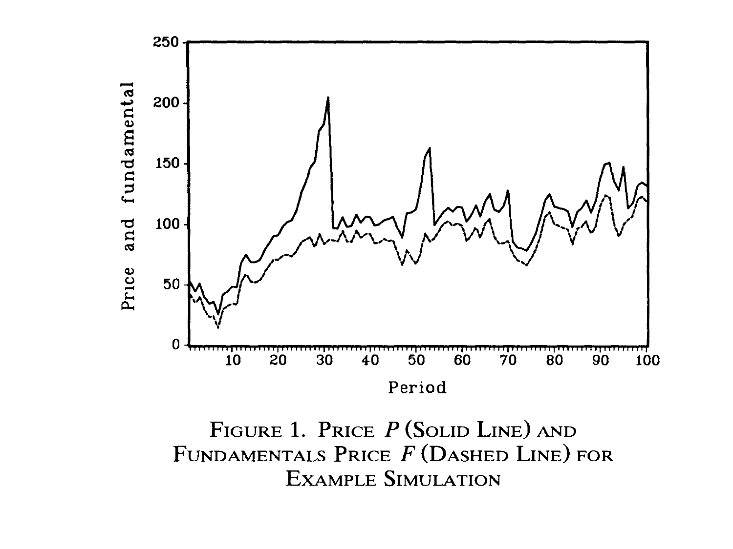FIGURE 1. PRICE $P$ (SOLID LINE) AND FUNDAMENTALS PRICE $F$ (DASHED LINE) FOR EXAMPLE SIMULATION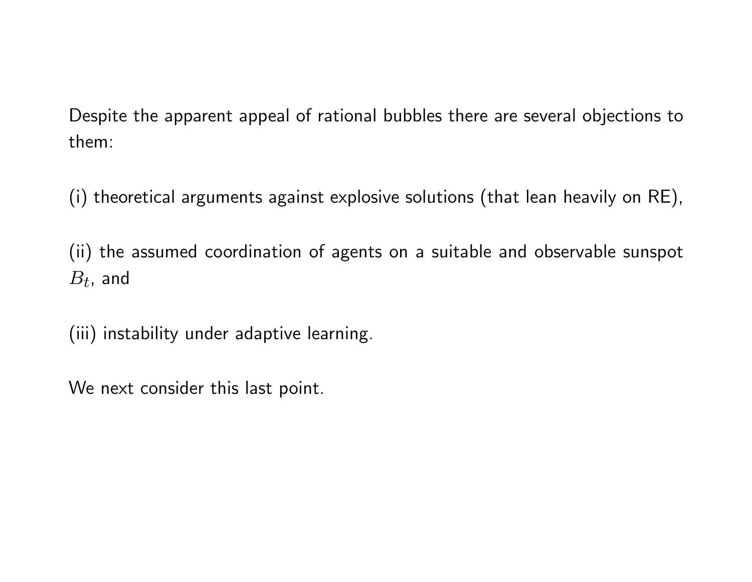Despite the apparent appeal of rational bubbles there are several objections to them:

(i) theoretical arguments against explosive solutions (that lean heavily on RE),

(ii) the assumed coordination of agents on a suitable and observable sunspot $B_t$, and

(iii) instability under adaptive learning.

We next consider this last point.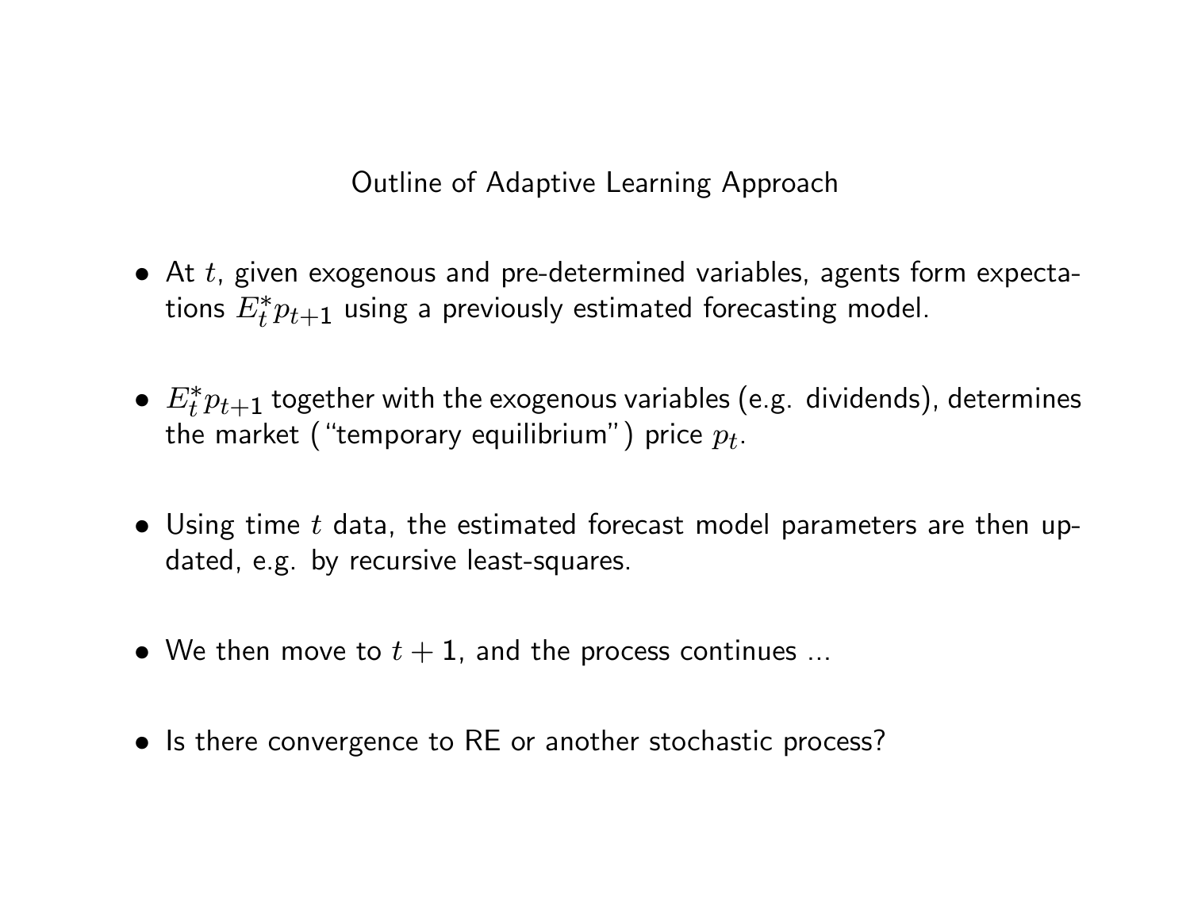## Outline of Adaptive Learning Approach

- At $t$, given exogenous and pre-determined variables, agents form expectations $E_t^* p_{t+1}$ using a previously estimated forecasting model.

- $E_t^* p_{t+1}$ together with the exogenous variables (e.g. dividends), determines the market ("temporary equilibrium") price $p_t$.

- Using time $t$ data, the estimated forecast model parameters are then updated, e.g. by recursive least-squares.

- We then move to $t+1$, and the process continues ...

- Is there convergence to RE or another stochastic process?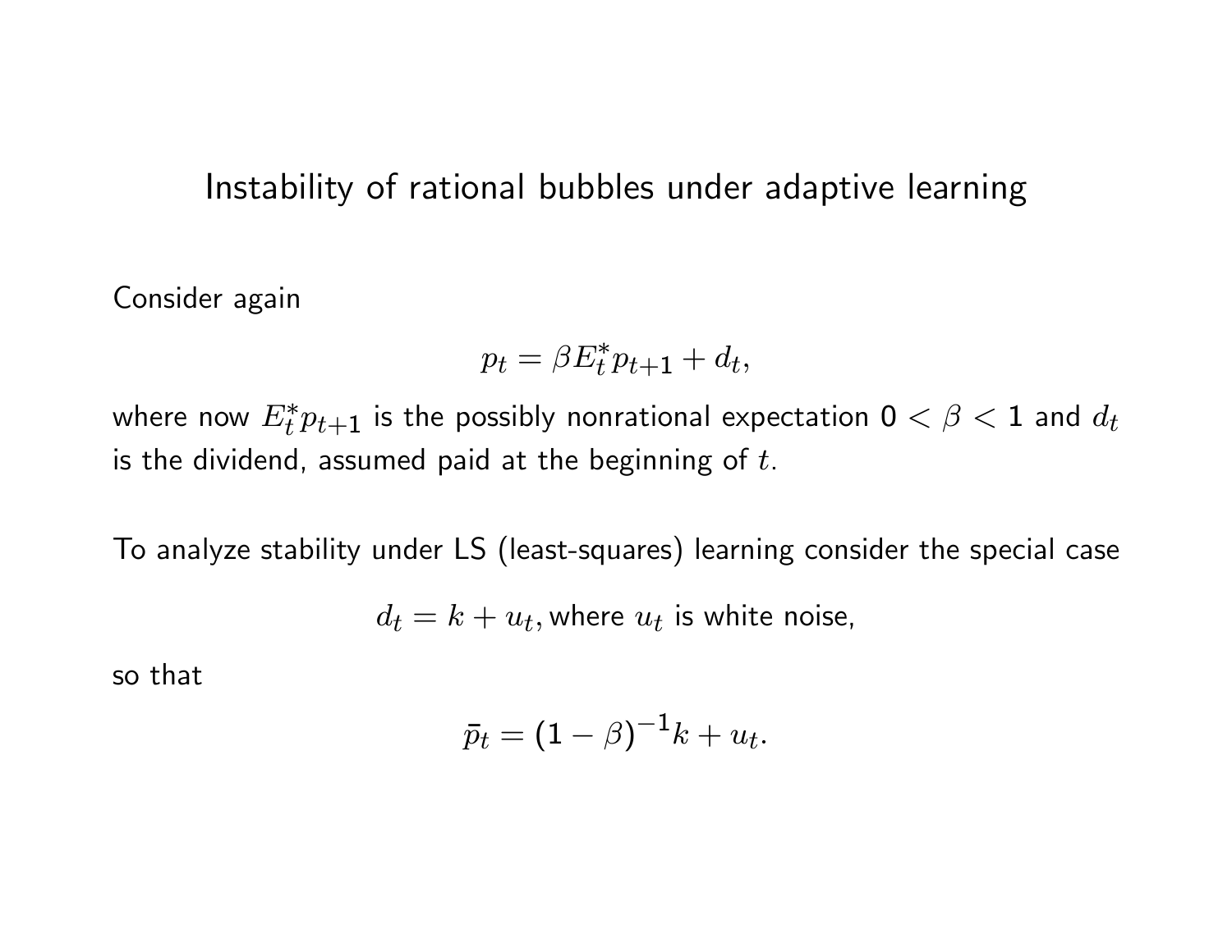# Instability of rational bubbles under adaptive learning

Consider again

$$p_t = \beta E_t^* p_{t+1} + d_t,$$

where now $E_t^* p_{t+1}$ is the possibly nonrational expectation $0 < \beta < 1$ and $d_t$ is the dividend, assumed paid at the beginning of $t$.

To analyze stability under LS (least-squares) learning consider the special case

$$d_t = k + u_t, \text{where } u_t \text{ is white noise,}$$

so that

$$\bar{p}_t = (1-\beta)^{-1} k + u_t.$$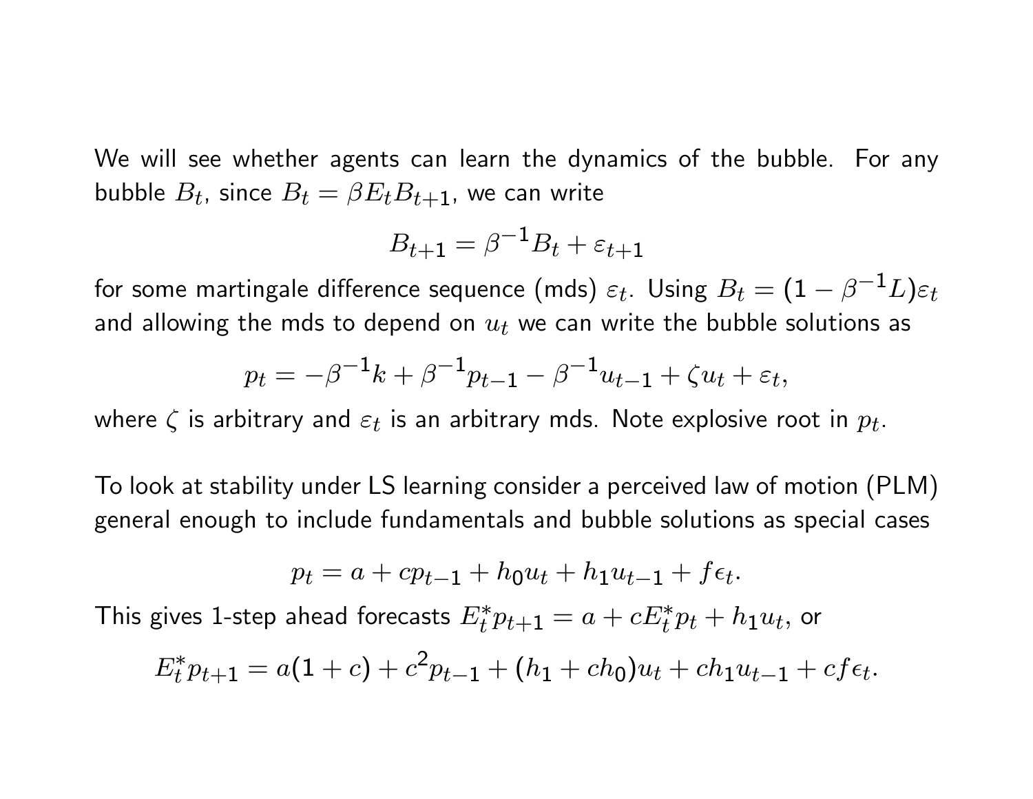We will see whether agents can learn the dynamics of the bubble. For any bubble $B_t$, since $B_t = \beta E_t B_{t+1}$, we can write

$$B_{t+1} = \beta^{-1} B_t + \varepsilon_{t+1}$$

for some martingale difference sequence (mds) $\varepsilon_t$. Using $B_t = (1 - \beta^{-1}L)\varepsilon_t$ and allowing the mds to depend on $u_t$ we can write the bubble solutions as

$$p_t = -\beta^{-1}k + \beta^{-1}p_{t-1} - \beta^{-1}u_{t-1} + \zeta u_t + \varepsilon_t,$$

where $\zeta$ is arbitrary and $\varepsilon_t$ is an arbitrary mds. Note explosive root in $p_t$.

To look at stability under LS learning consider a perceived law of motion (PLM) general enough to include fundamentals and bubble solutions as special cases

$$p_t = a + cp_{t-1} + h_0 u_t + h_1 u_{t-1} + f\epsilon_t.$$

This gives 1-step ahead forecasts $E_t^* p_{t+1} = a + cE_t^* p_t + h_1 u_t$, or

$$E_t^* p_{t+1} = a(1+c) + c^2 p_{t-1} + (h_1 + ch_0)u_t + ch_1 u_{t-1} + cf\epsilon_t.$$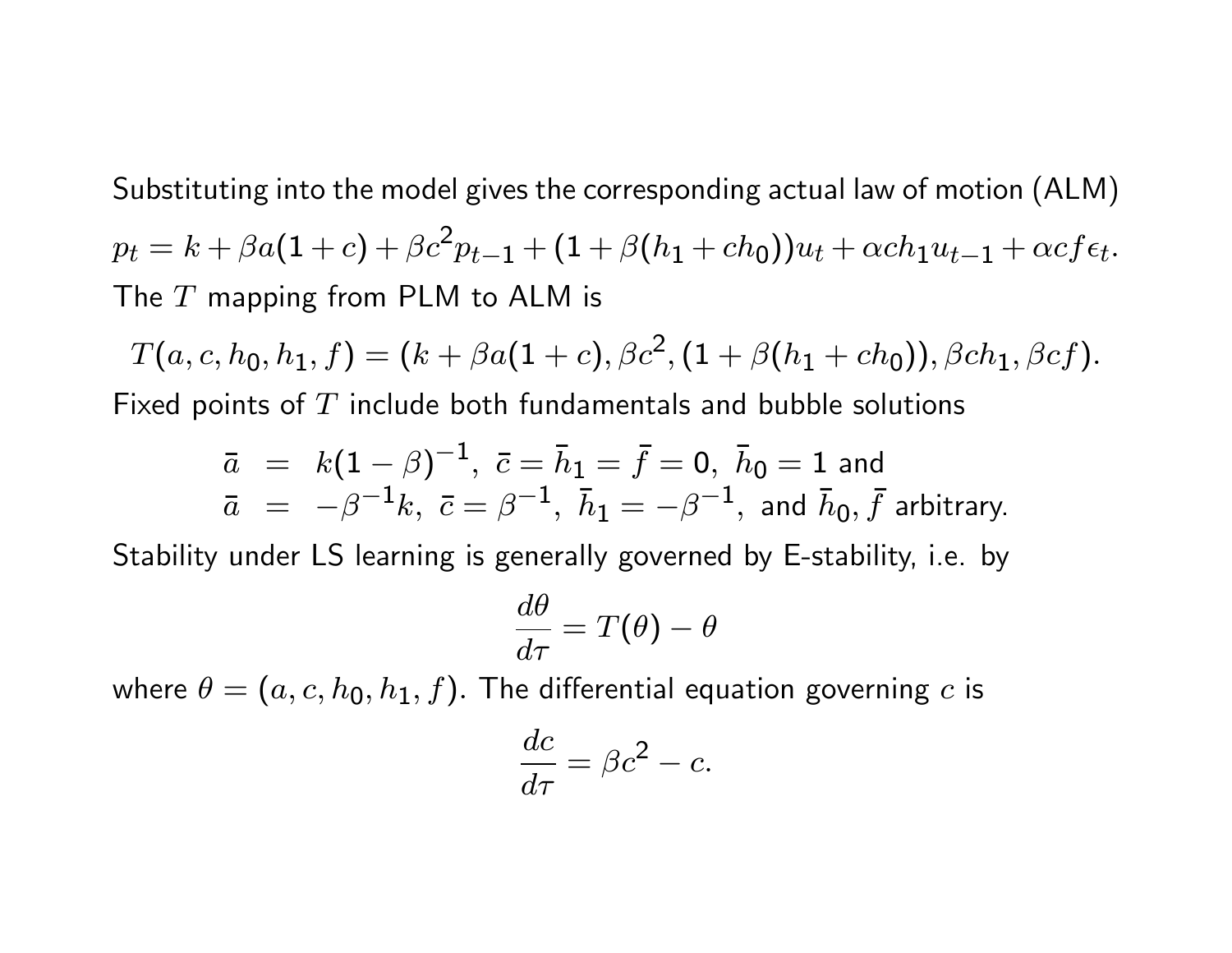Substituting into the model gives the corresponding actual law of motion (ALM)

$$p_t = k + \beta a(1+c) + \beta c^2 p_{t-1} + (1 + \beta(h_1 + ch_0))u_t + \alpha c h_1 u_{t-1} + \alpha c f \epsilon_t.$$

The $T$ mapping from PLM to ALM is

$$T(a, c, h_0, h_1, f) = (k + \beta a(1+c), \beta c^2, (1 + \beta(h_1 + ch_0)), \beta c h_1, \beta c f).$$

Fixed points of $T$ include both fundamentals and bubble solutions

$$\begin{aligned}
\bar{a} &= k(1-\beta)^{-1}, \ \bar{c} = \bar{h}_1 = \bar{f} = 0, \ \bar{h}_0 = 1 \text{ and} \\
\bar{a} &= -\beta^{-1}k, \ \bar{c} = \beta^{-1}, \ \bar{h}_1 = -\beta^{-1}, \text{ and } \bar{h}_0, \bar{f} \text{ arbitrary.}
\end{aligned}$$

Stability under LS learning is generally governed by E-stability, i.e. by

$$\frac{d\theta}{d\tau} = T(\theta) - \theta$$

where $\theta = (a, c, h_0, h_1, f)$. The differential equation governing $c$ is

$$\frac{dc}{d\tau} = \beta c^2 - c.$$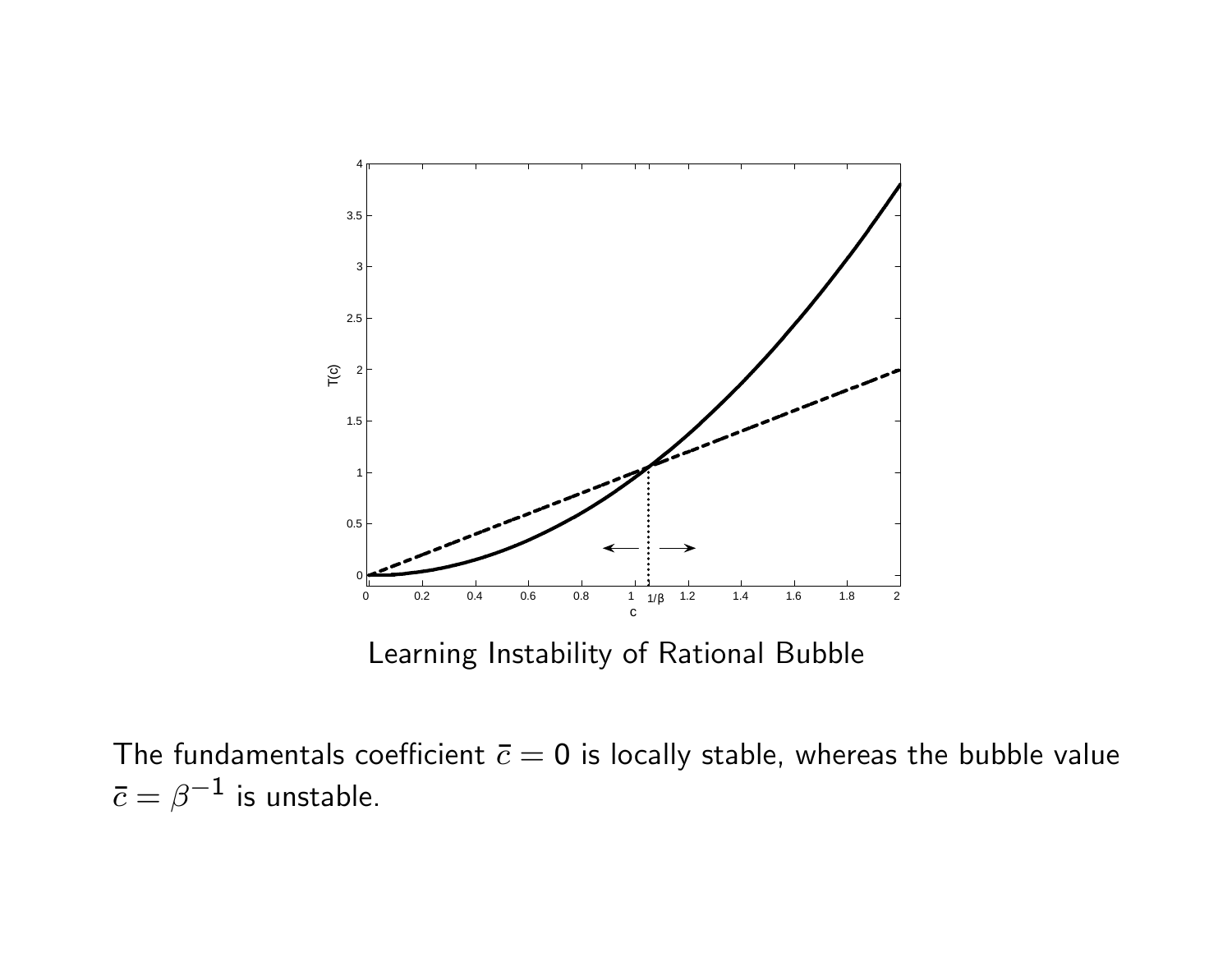Learning Instability of Rational Bubble

The fundamentals coefficient $\bar{c} = 0$ is locally stable, whereas the bubble value $\bar{c} = \beta^{-1}$ is unstable.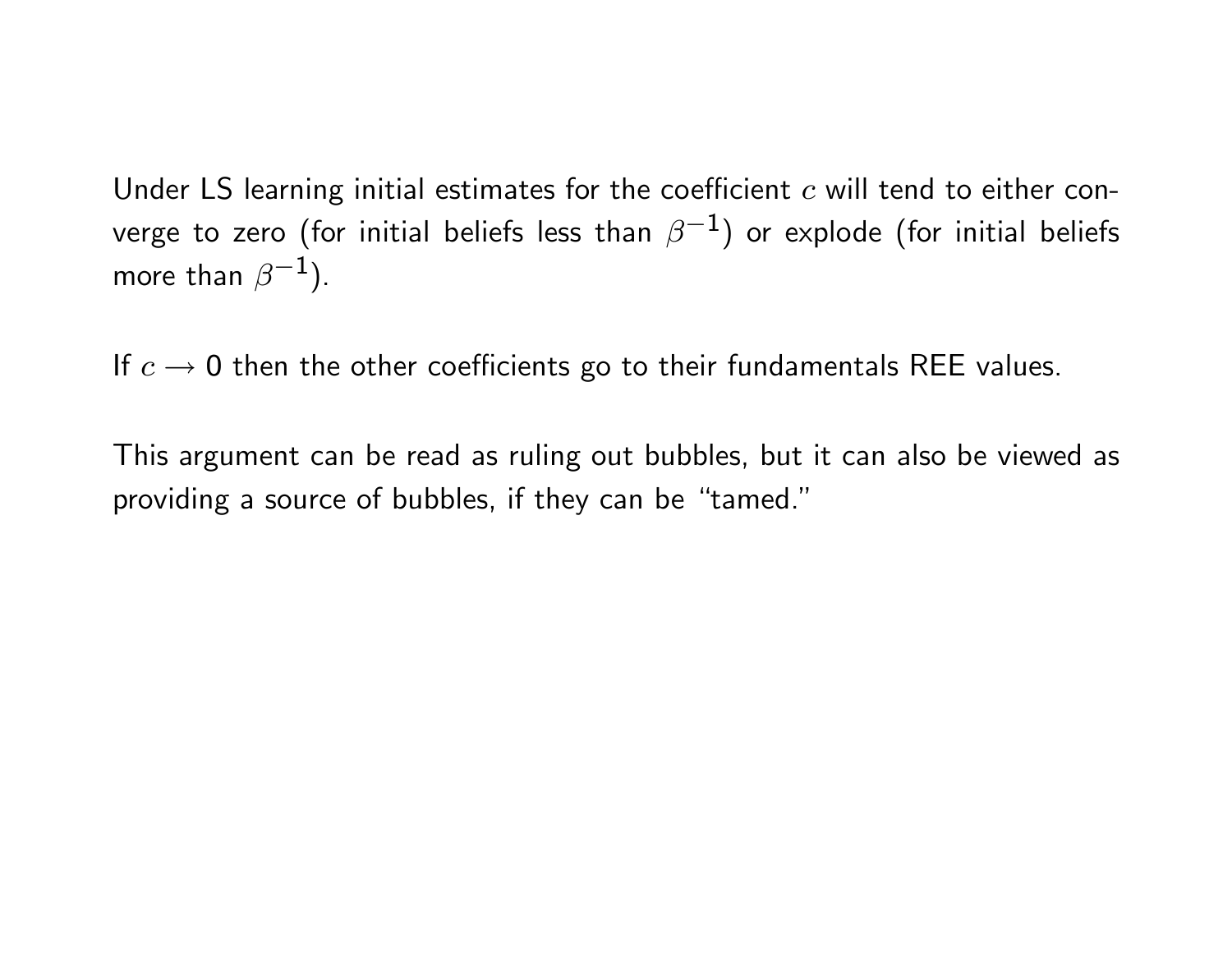Under LS learning initial estimates for the coefficient $c$ will tend to either converge to zero (for initial beliefs less than $\beta^{-1}$) or explode (for initial beliefs more than $\beta^{-1}$).

If $c \rightarrow 0$ then the other coefficients go to their fundamentals REE values.

This argument can be read as ruling out bubbles, but it can also be viewed as providing a source of bubbles, if they can be "tamed."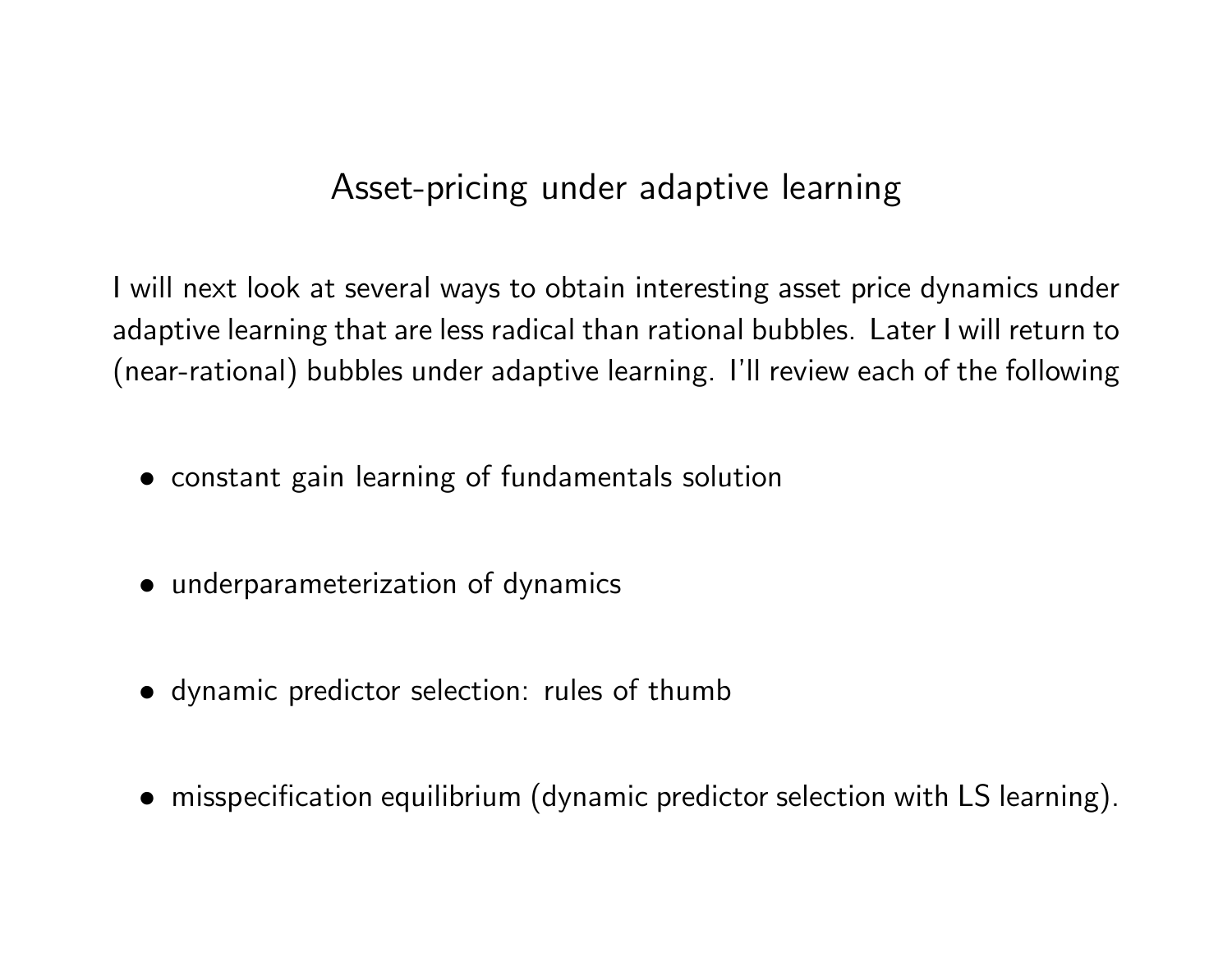## Asset-pricing under adaptive learning

I will next look at several ways to obtain interesting asset price dynamics under adaptive learning that are less radical than rational bubbles. Later I will return to (near-rational) bubbles under adaptive learning. I'll review each of the following

- constant gain learning of fundamentals solution
- underparameterization of dynamics
- dynamic predictor selection: rules of thumb
- misspecification equilibrium (dynamic predictor selection with LS learning).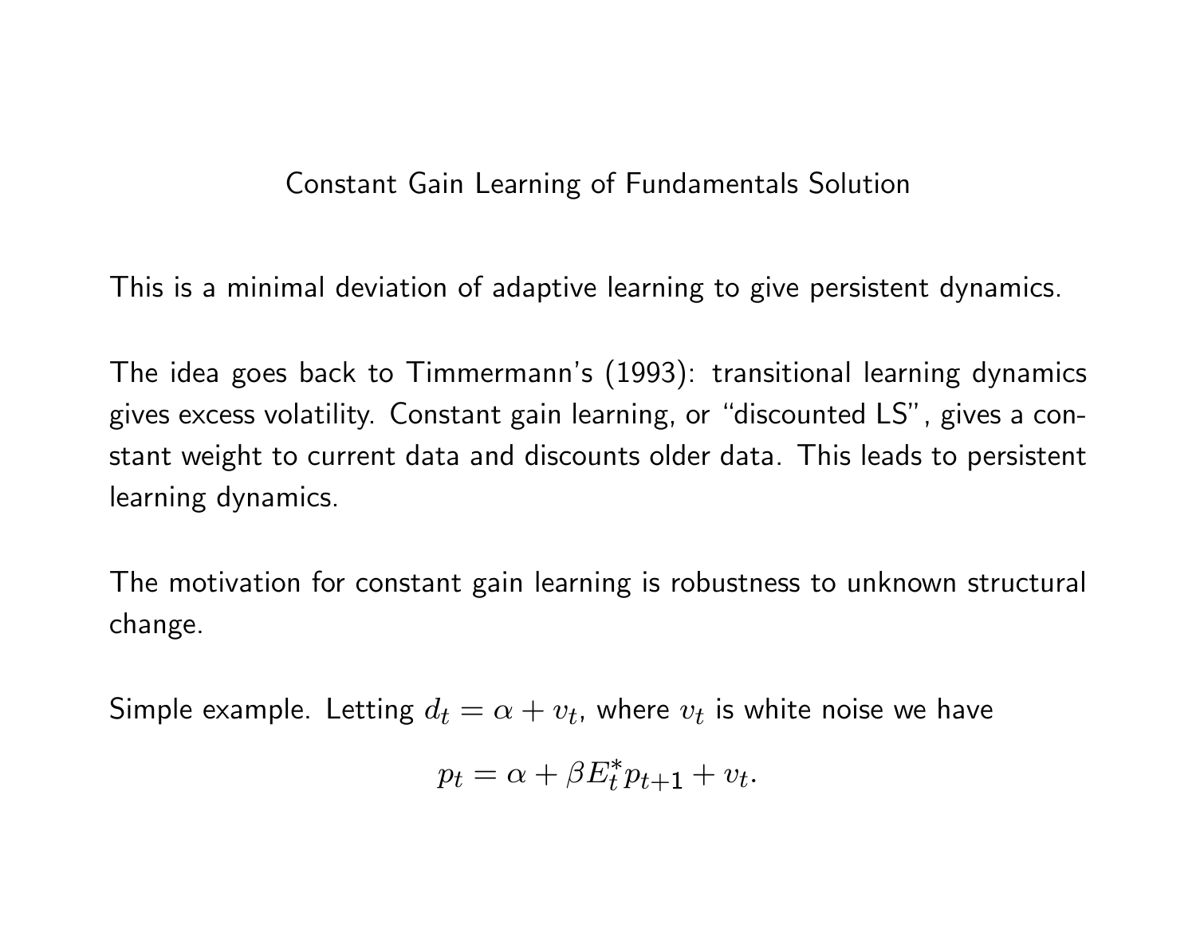## Constant Gain Learning of Fundamentals Solution

This is a minimal deviation of adaptive learning to give persistent dynamics.

The idea goes back to Timmermann's (1993): transitional learning dynamics gives excess volatility. Constant gain learning, or "discounted LS", gives a constant weight to current data and discounts older data. This leads to persistent learning dynamics.

The motivation for constant gain learning is robustness to unknown structural change.

Simple example. Letting $d_t = \alpha + v_t$, where $v_t$ is white noise we have

$$p_t = \alpha + \beta E_t^* p_{t+1} + v_t.$$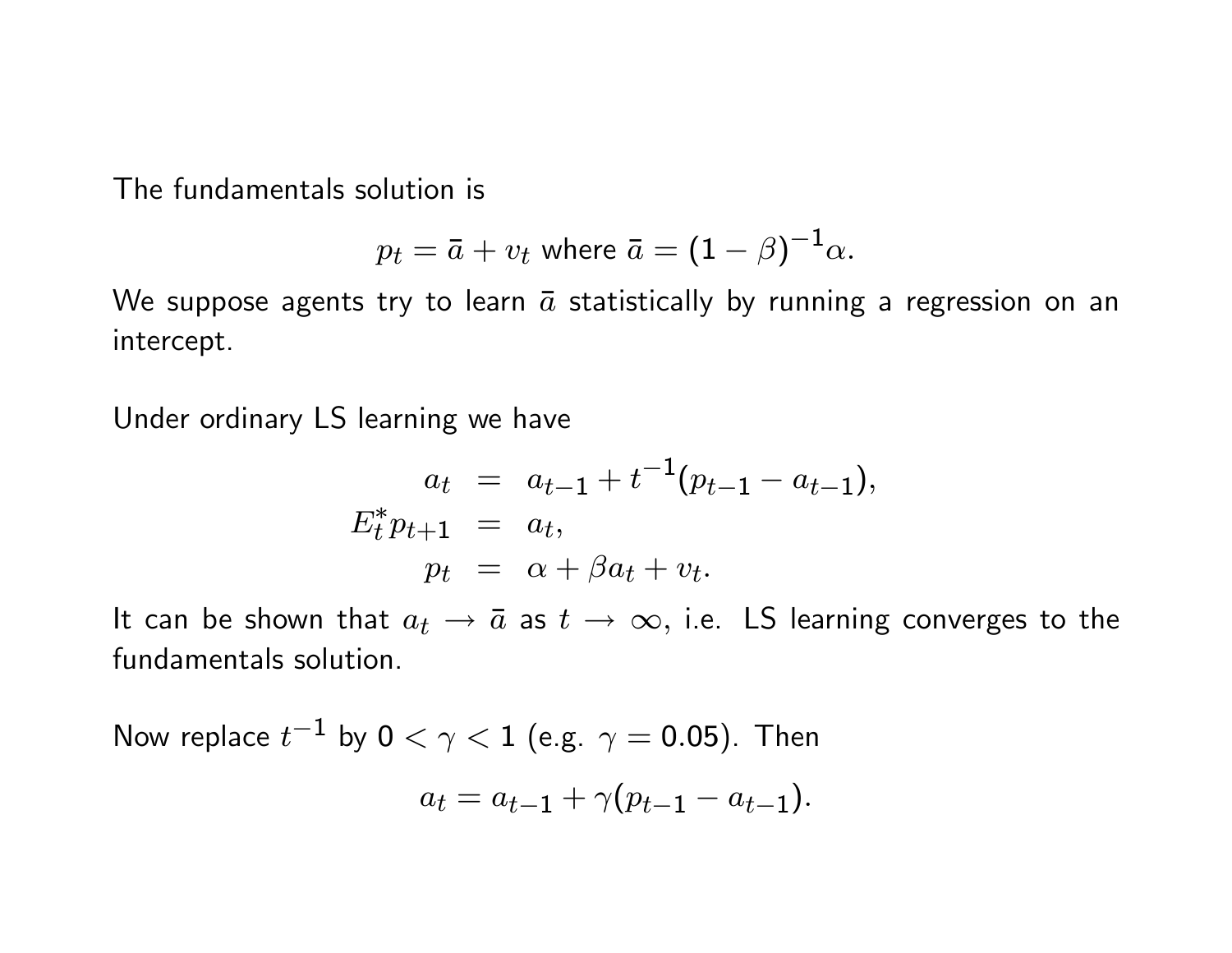The fundamentals solution is

$$p_t = \bar{a} + v_t \text{ where } \bar{a} = (1-\beta)^{-1}\alpha.$$

We suppose agents try to learn $\bar{a}$ statistically by running a regression on an intercept.

Under ordinary LS learning we have

$$\begin{aligned} a_t &= a_{t-1} + t^{-1}(p_{t-1} - a_{t-1}), \\ E_t^* p_{t+1} &= a_t, \\ p_t &= \alpha + \beta a_t + v_t. \end{aligned}$$

It can be shown that $a_t \to \bar{a}$ as $t \to \infty$, i.e. LS learning converges to the fundamentals solution.

Now replace $t^{-1}$ by $0 < \gamma < 1$ (e.g. $\gamma = 0.05$). Then

$$a_t = a_{t-1} + \gamma(p_{t-1} - a_{t-1}).$$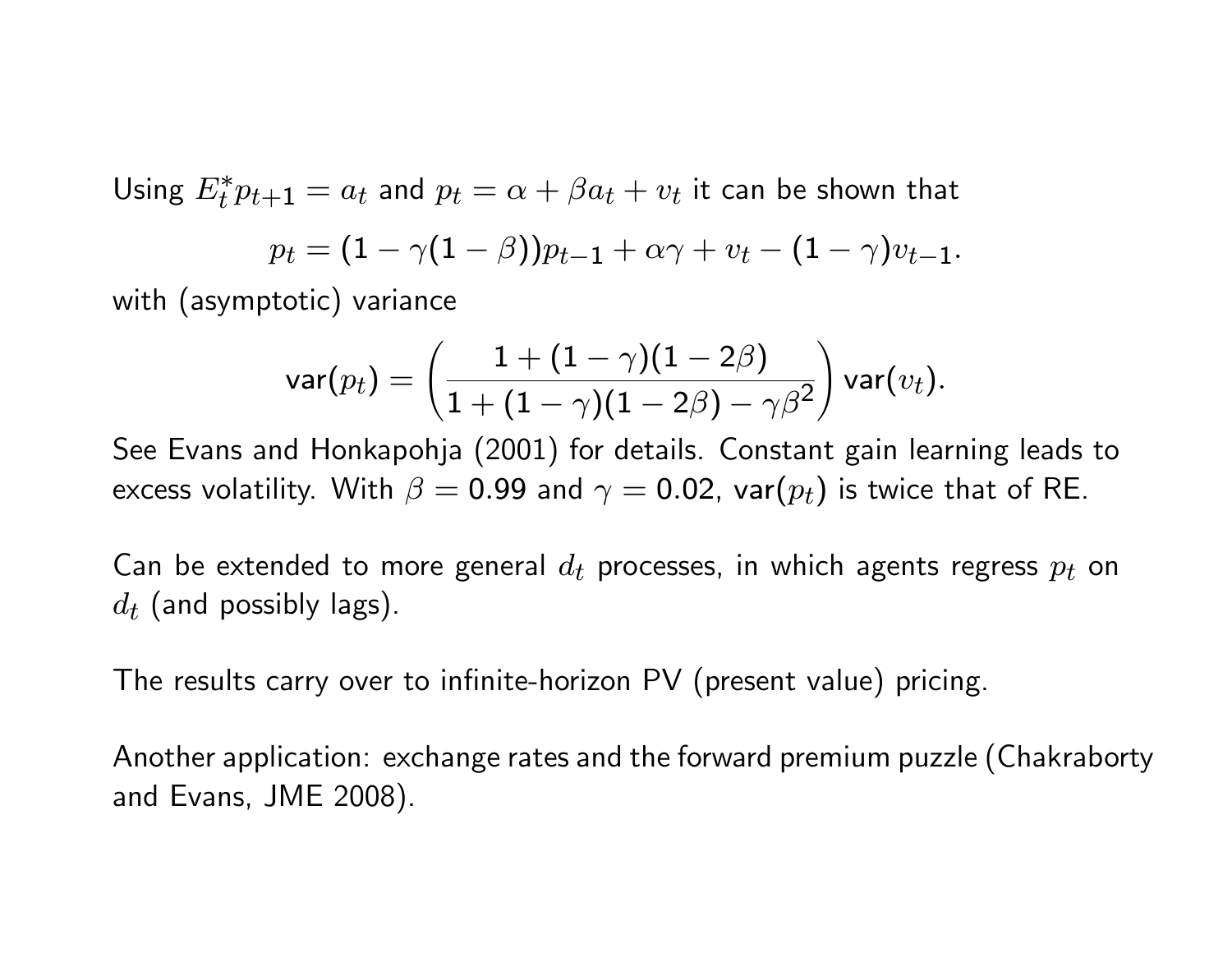Using $E_t^* p_{t+1} = a_t$ and $p_t = \alpha + \beta a_t + v_t$ it can be shown that

$$p_t = (1 - \gamma(1-\beta))p_{t-1} + \alpha\gamma + v_t - (1-\gamma)v_{t-1}.$$

with (asymptotic) variance

$$\text{var}(p_t) = \left( \frac{1 + (1-\gamma)(1-2\beta)}{1 + (1-\gamma)(1-2\beta) - \gamma\beta^2} \right) \text{var}(v_t).$$

See Evans and Honkapohja (2001) for details. Constant gain learning leads to excess volatility. With $\beta = 0.99$ and $\gamma = 0.02$, $\text{var}(p_t)$ is twice that of RE.

Can be extended to more general $d_t$ processes, in which agents regress $p_t$ on $d_t$ (and possibly lags).

The results carry over to infinite-horizon PV (present value) pricing.

Another application: exchange rates and the forward premium puzzle (Chakraborty and Evans, JME 2008).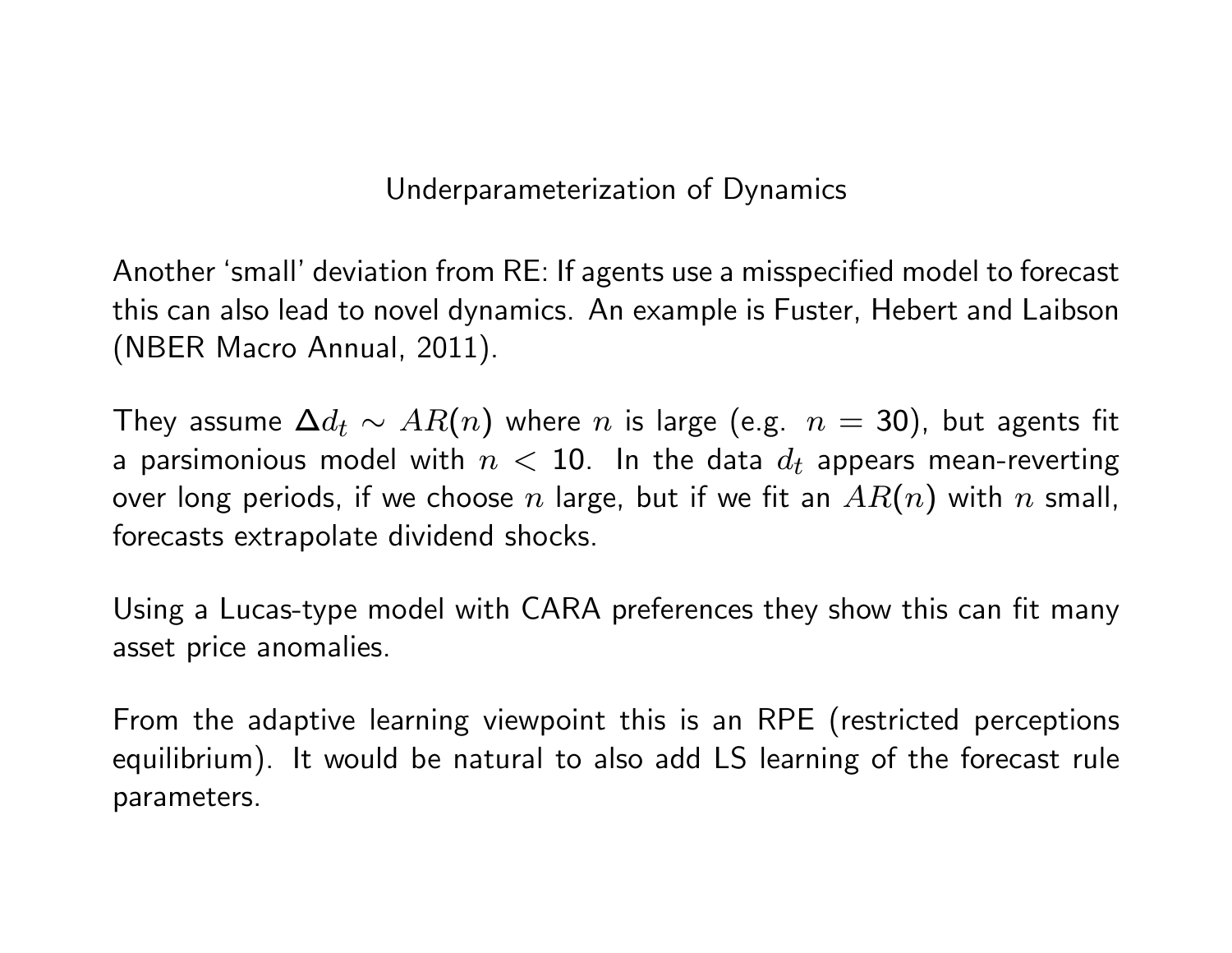# Underparameterization of Dynamics

Another 'small' deviation from RE: If agents use a misspecified model to forecast this can also lead to novel dynamics. An example is Fuster, Hebert and Laibson (NBER Macro Annual, 2011).

They assume $\Delta d_t \sim AR(n)$ where $n$ is large (e.g. $n = 30$), but agents fit a parsimonious model with $n < 10$. In the data $d_t$ appears mean-reverting over long periods, if we choose $n$ large, but if we fit an $AR(n)$ with $n$ small, forecasts extrapolate dividend shocks.

Using a Lucas-type model with CARA preferences they show this can fit many asset price anomalies.

From the adaptive learning viewpoint this is an RPE (restricted perceptions equilibrium). It would be natural to also add LS learning of the forecast rule parameters.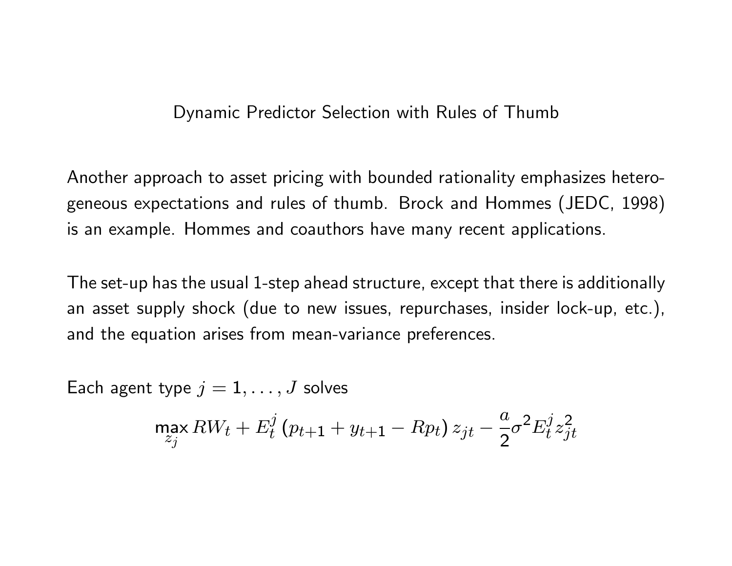# Dynamic Predictor Selection with Rules of Thumb

Another approach to asset pricing with bounded rationality emphasizes heterogeneous expectations and rules of thumb. Brock and Hommes (JEDC, 1998) is an example. Hommes and coauthors have many recent applications.

The set-up has the usual 1-step ahead structure, except that there is additionally an asset supply shock (due to new issues, repurchases, insider lock-up, etc.), and the equation arises from mean-variance preferences.

Each agent type $j = 1, \ldots, J$ solves

$$\max_{z_j} RW_t + E_t^j \left( p_{t+1} + y_{t+1} - Rp_t \right) z_{jt} - \frac{a}{2} \sigma^2 E_t^j z_{jt}^2$$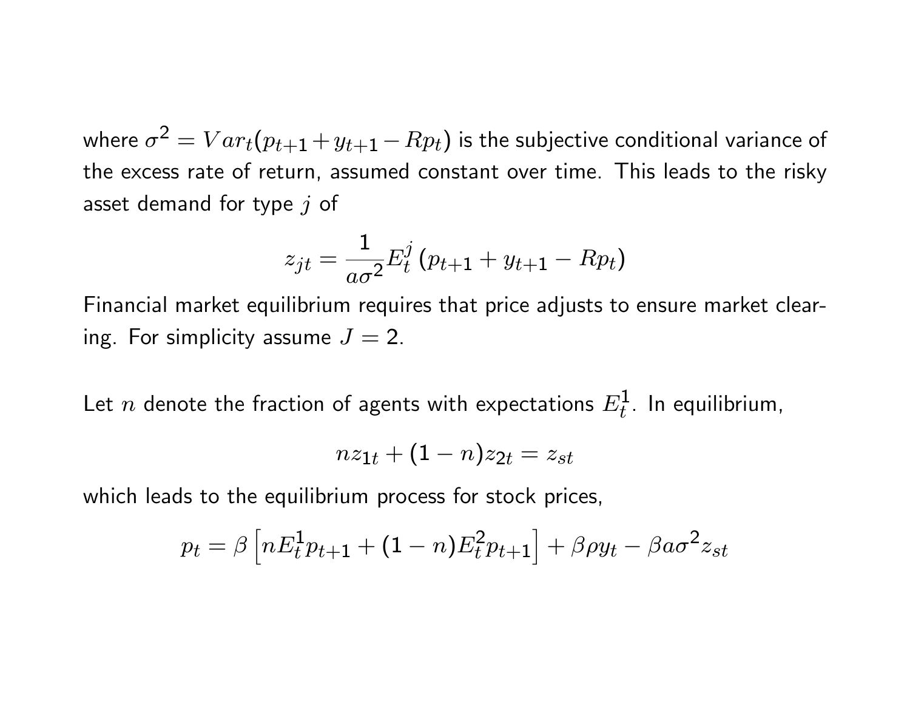where $\sigma^2 = Var_t(p_{t+1} + y_{t+1} - Rp_t)$ is the subjective conditional variance of the excess rate of return, assumed constant over time. This leads to the risky asset demand for type $j$ of

$$z_{jt} = \frac{1}{a\sigma^2} E_t^j \left( p_{t+1} + y_{t+1} - Rp_t \right)$$

Financial market equilibrium requires that price adjusts to ensure market clearing. For simplicity assume $J = 2$.

Let $n$ denote the fraction of agents with expectations $E_t^1$. In equilibrium,

$$n z_{1t} + (1 - n) z_{2t} = z_{st}$$

which leads to the equilibrium process for stock prices,

$$p_t = \beta \left[ n E_t^1 p_{t+1} + (1 - n) E_t^2 p_{t+1} \right] + \beta \rho y_t - \beta a \sigma^2 z_{st}$$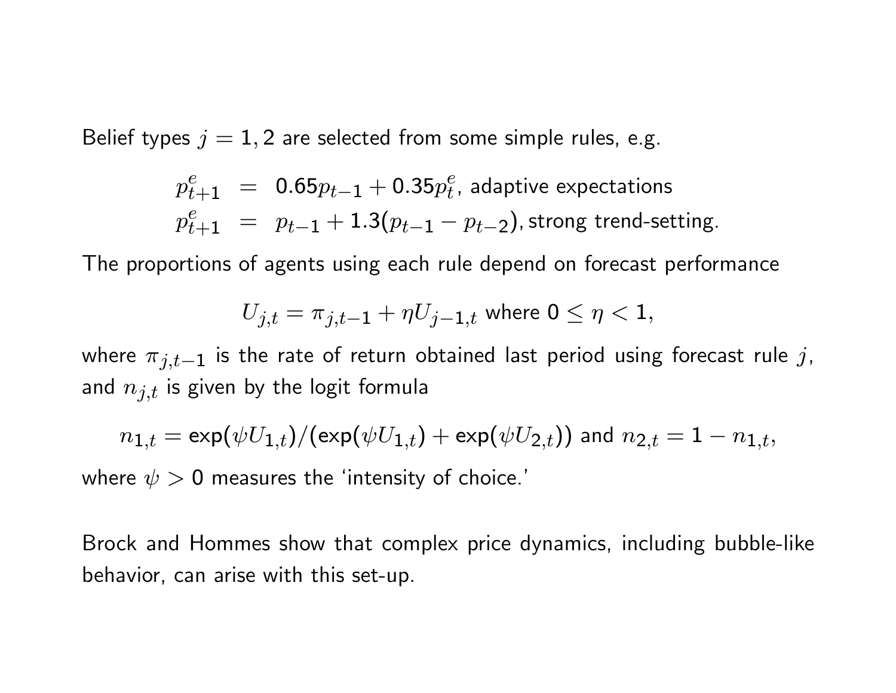Belief types $j = 1, 2$ are selected from some simple rules, e.g.

$$
\begin{aligned}
p^e_{t+1} &= 0.65 p_{t-1} + 0.35 p^e_t, \text{ adaptive expectations} \\
p^e_{t+1} &= p_{t-1} + 1.3(p_{t-1} - p_{t-2}), \text{strong trend-setting.}
\end{aligned}
$$

The proportions of agents using each rule depend on forecast performance

$$U_{j,t} = \pi_{j,t-1} + \eta U_{j-1,t} \text{ where } 0 \leq \eta < 1,$$

where $\pi_{j,t-1}$ is the rate of return obtained last period using forecast rule $j$, and $n_{j,t}$ is given by the logit formula

$$n_{1,t} = \exp(\psi U_{1,t}) / (\exp(\psi U_{1,t}) + \exp(\psi U_{2,t})) \text{ and } n_{2,t} = 1 - n_{1,t},$$

where $\psi > 0$ measures the 'intensity of choice.'

Brock and Hommes show that complex price dynamics, including bubble-like behavior, can arise with this set-up.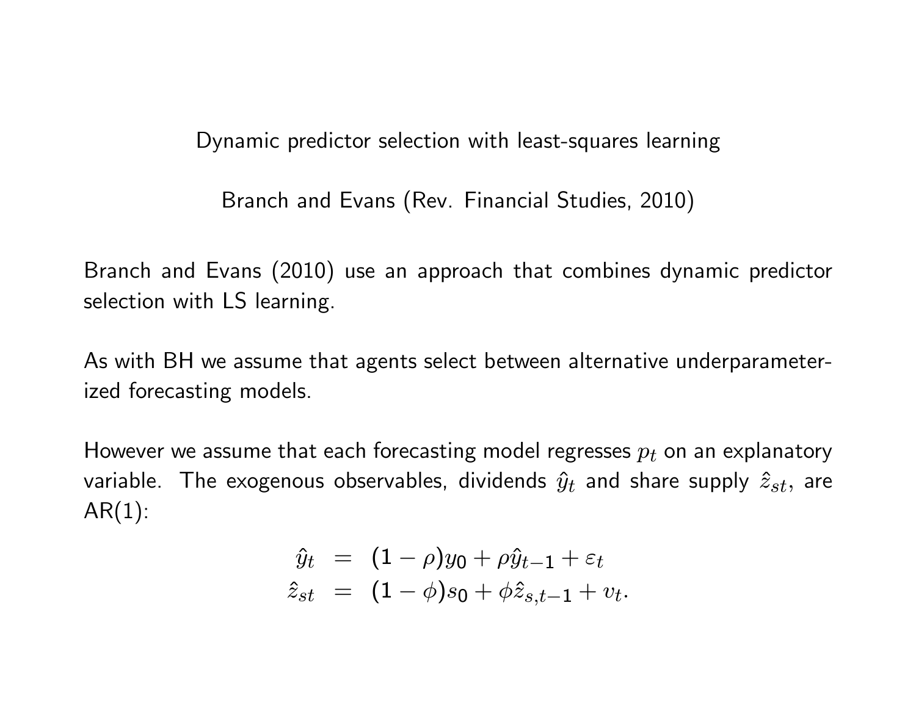## Dynamic predictor selection with least-squares learning

Branch and Evans (Rev. Financial Studies, 2010)

Branch and Evans (2010) use an approach that combines dynamic predictor selection with LS learning.

As with BH we assume that agents select between alternative underparameterized forecasting models.

However we assume that each forecasting model regresses $p_t$ on an explanatory variable. The exogenous observables, dividends $\hat{y}_t$ and share supply $\hat{z}_{st}$, are AR(1):

$$
\begin{aligned}
\hat{y}_t &= (1-\rho)y_0 + \rho\hat{y}_{t-1} + \varepsilon_t \\
\hat{z}_{st} &= (1-\phi)s_0 + \phi\hat{z}_{s,t-1} + v_t.
\end{aligned}
$$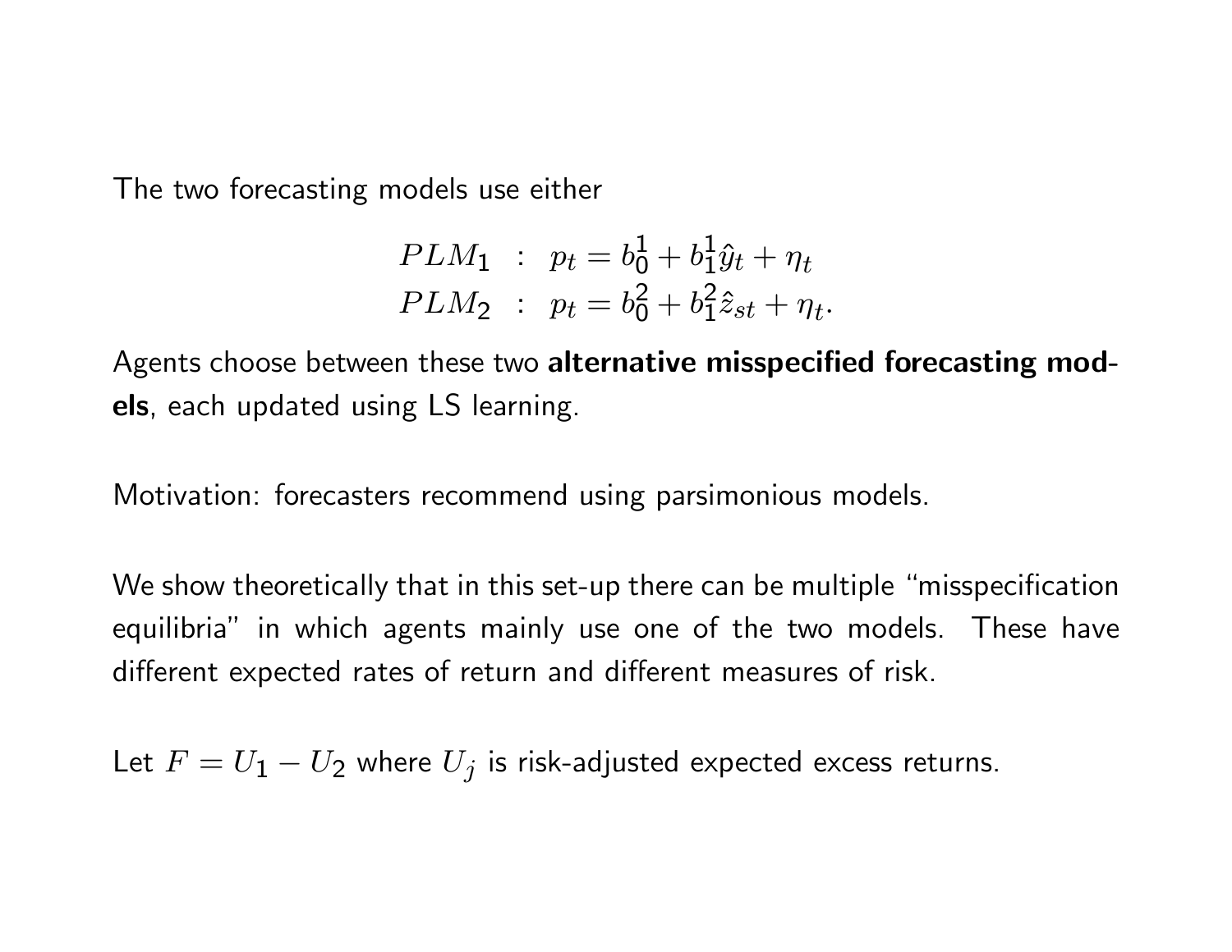The two forecasting models use either

$$
\begin{aligned}
PLM_1 &: \; p_t = b_0^1 + b_1^1 \hat{y}_t + \eta_t \\
PLM_2 &: \; p_t = b_0^2 + b_1^2 \hat{z}_{st} + \eta_t.
\end{aligned}
$$

Agents choose between these two **alternative misspecified forecasting models**, each updated using LS learning.

Motivation: forecasters recommend using parsimonious models.

We show theoretically that in this set-up there can be multiple "misspecification equilibria" in which agents mainly use one of the two models. These have different expected rates of return and different measures of risk.

Let $F = U_1 - U_2$ where $U_j$ is risk-adjusted expected excess returns.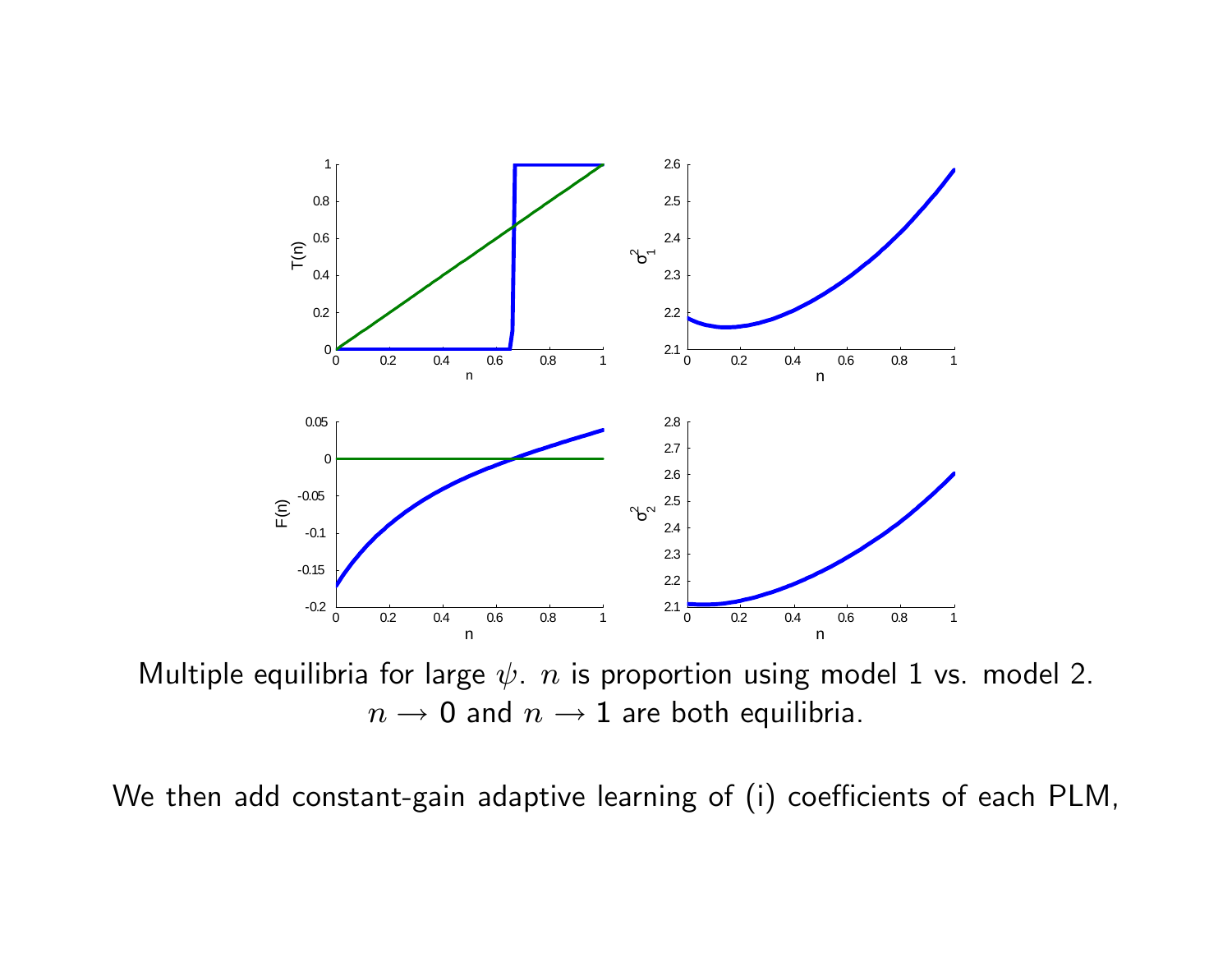Multiple equilibria for large $\psi$. $n$ is proportion using model 1 vs. model 2. $n \rightarrow 0$ and $n \rightarrow 1$ are both equilibria.

We then add constant-gain adaptive learning of (i) coefficients of each PLM,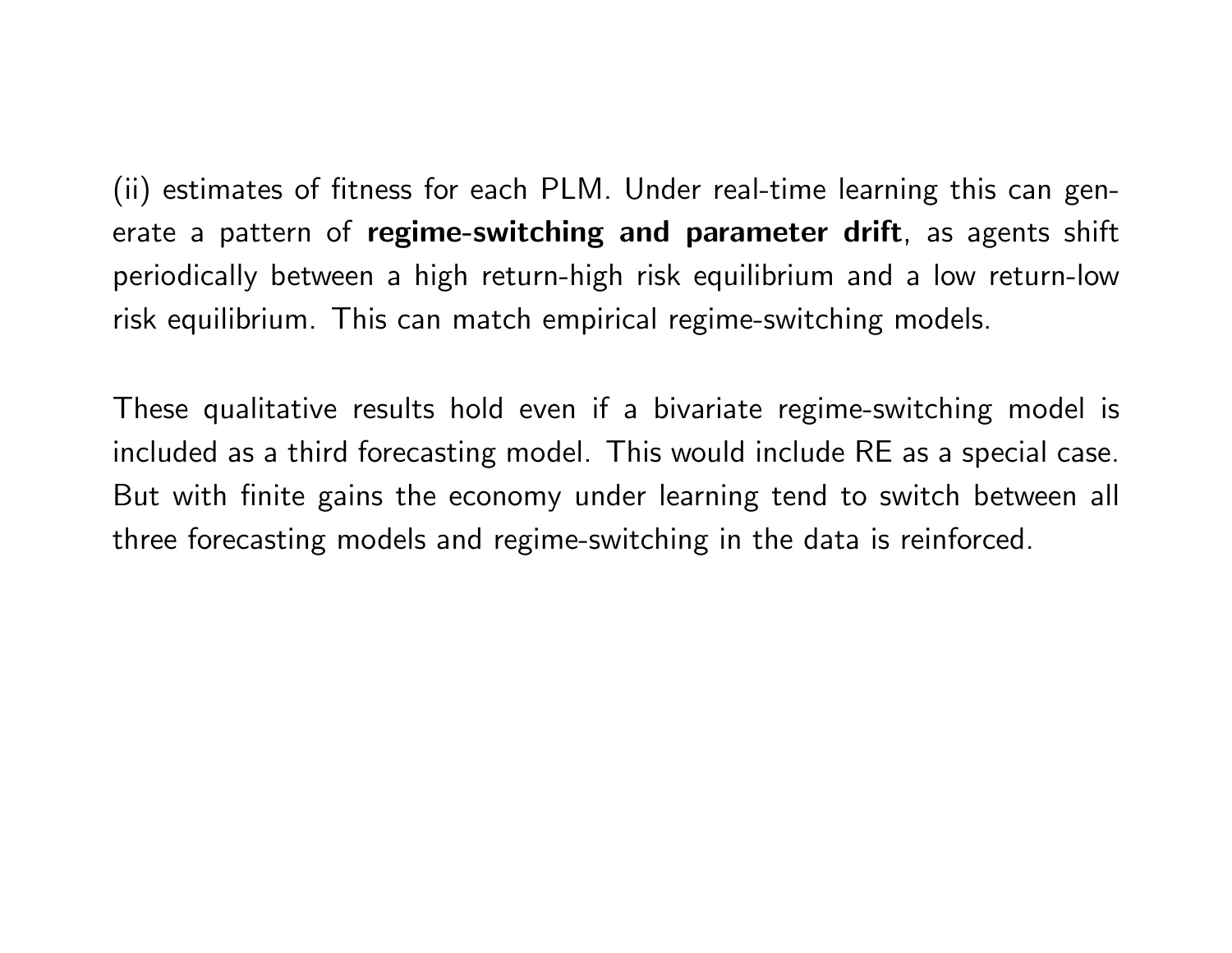(ii) estimates of fitness for each PLM. Under real-time learning this can generate a pattern of **regime-switching and parameter drift**, as agents shift periodically between a high return-high risk equilibrium and a low return-low risk equilibrium. This can match empirical regime-switching models.

These qualitative results hold even if a bivariate regime-switching model is included as a third forecasting model. This would include RE as a special case. But with finite gains the economy under learning tend to switch between all three forecasting models and regime-switching in the data is reinforced.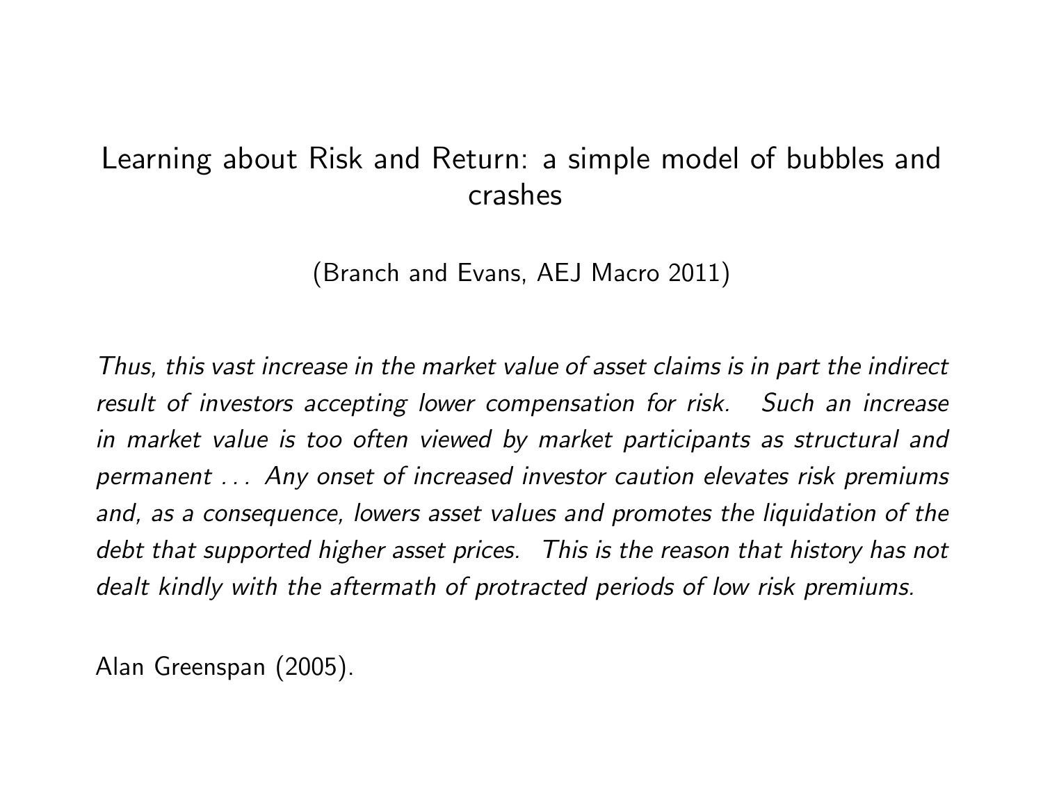# Learning about Risk and Return: a simple model of bubbles and crashes

(Branch and Evans, AEJ Macro 2011)

*Thus, this vast increase in the market value of asset claims is in part the indirect result of investors accepting lower compensation for risk. Such an increase in market value is too often viewed by market participants as structural and permanent . . . Any onset of increased investor caution elevates risk premiums and, as a consequence, lowers asset values and promotes the liquidation of the debt that supported higher asset prices. This is the reason that history has not dealt kindly with the aftermath of protracted periods of low risk premiums.*

Alan Greenspan (2005).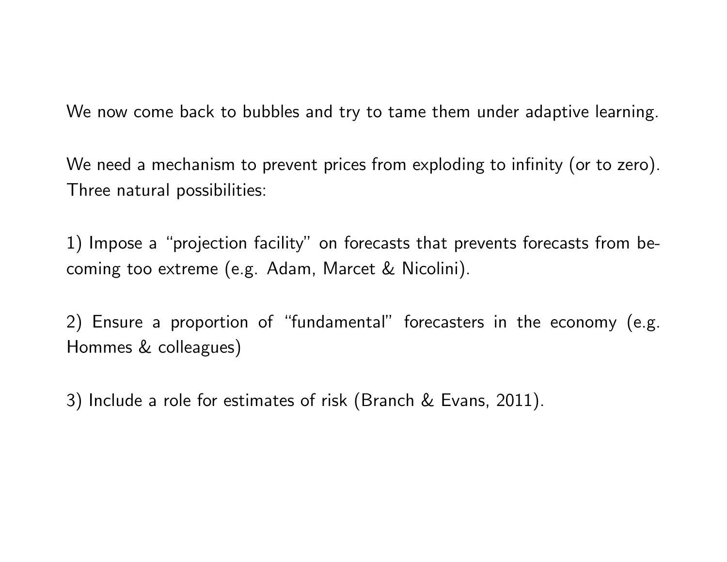We now come back to bubbles and try to tame them under adaptive learning.

We need a mechanism to prevent prices from exploding to infinity (or to zero). Three natural possibilities:

1) Impose a "projection facility" on forecasts that prevents forecasts from becoming too extreme (e.g. Adam, Marcet & Nicolini).

2) Ensure a proportion of "fundamental" forecasters in the economy (e.g. Hommes & colleagues)

3) Include a role for estimates of risk (Branch & Evans, 2011).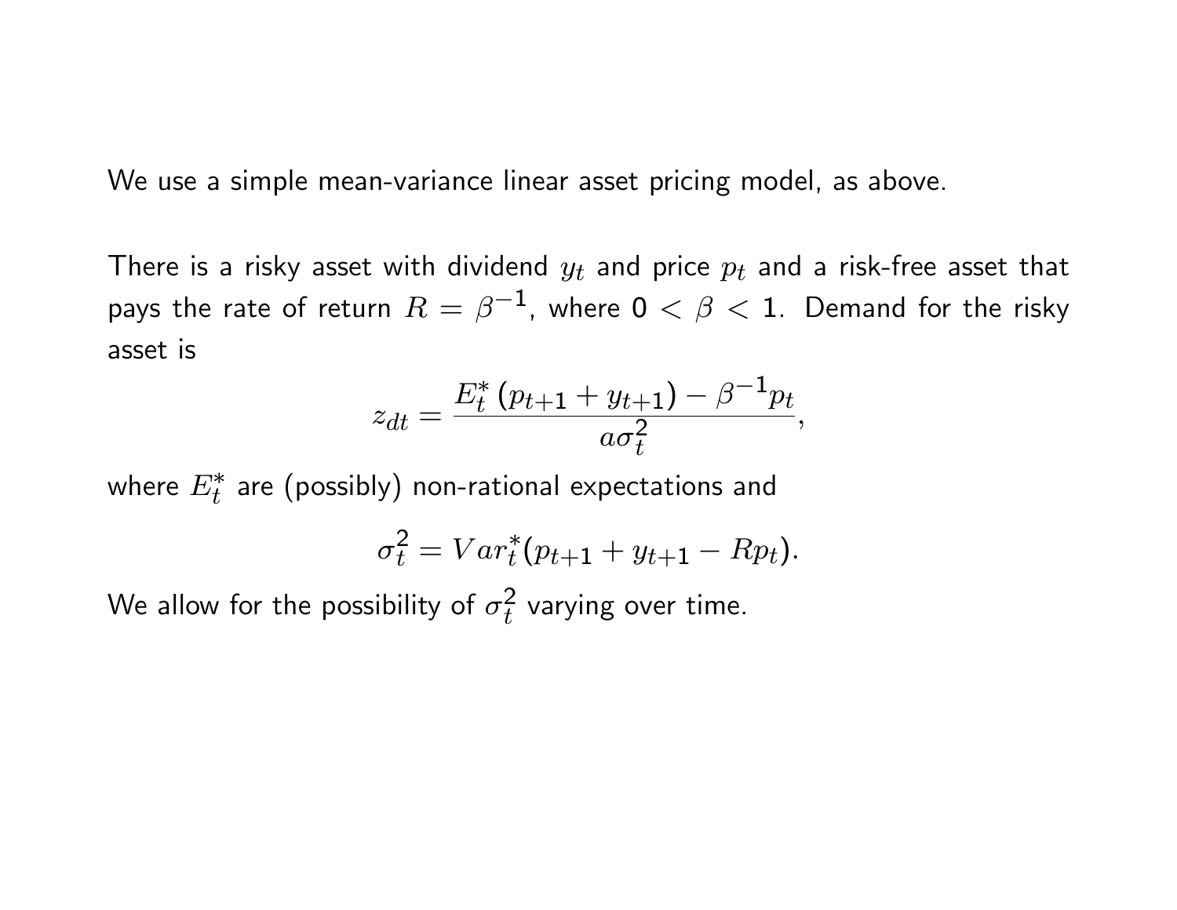We use a simple mean-variance linear asset pricing model, as above.

There is a risky asset with dividend $y_t$ and price $p_t$ and a risk-free asset that pays the rate of return $R = \beta^{-1}$, where $0 < \beta < 1$. Demand for the risky asset is

$$z_{dt} = \frac{E_t^* \left( p_{t+1} + y_{t+1} \right) - \beta^{-1} p_t}{a \sigma_t^2},$$

where $E_t^*$ are (possibly) non-rational expectations and

$$\sigma_t^2 = Var_t^*(p_{t+1} + y_{t+1} - R p_t).$$

We allow for the possibility of $\sigma_t^2$ varying over time.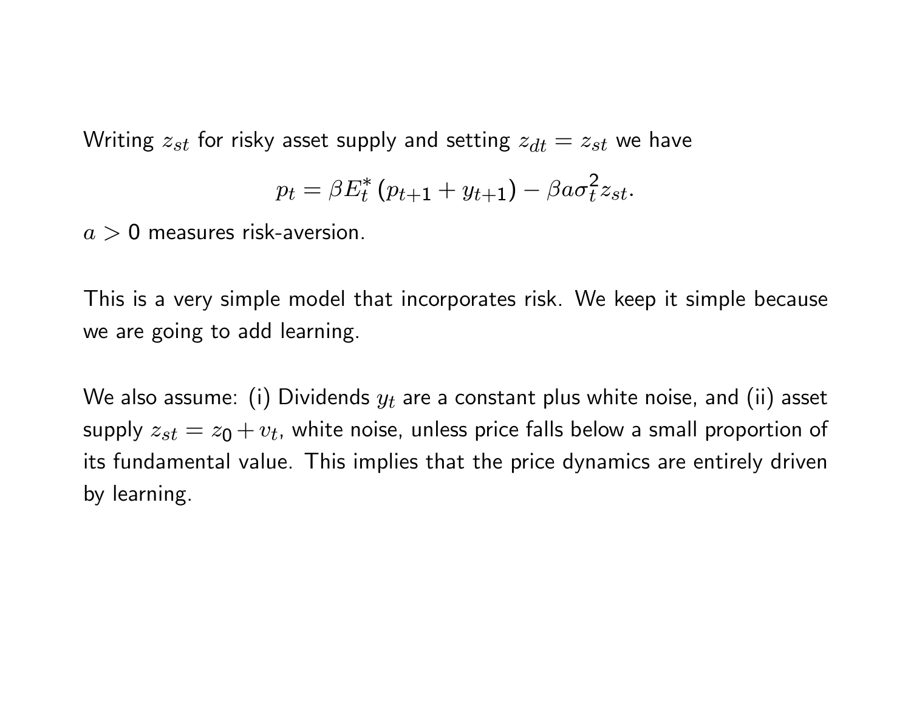Writing $z_{st}$ for risky asset supply and setting $z_{dt} = z_{st}$ we have

$$p_t = \beta E_t^* \left( p_{t+1} + y_{t+1} \right) - \beta a \sigma_t^2 z_{st}.$$

$a > 0$ measures risk-aversion.

This is a very simple model that incorporates risk. We keep it simple because we are going to add learning.

We also assume: (i) Dividends $y_t$ are a constant plus white noise, and (ii) asset supply $z_{st} = z_0 + v_t$, white noise, unless price falls below a small proportion of its fundamental value. This implies that the price dynamics are entirely driven by learning.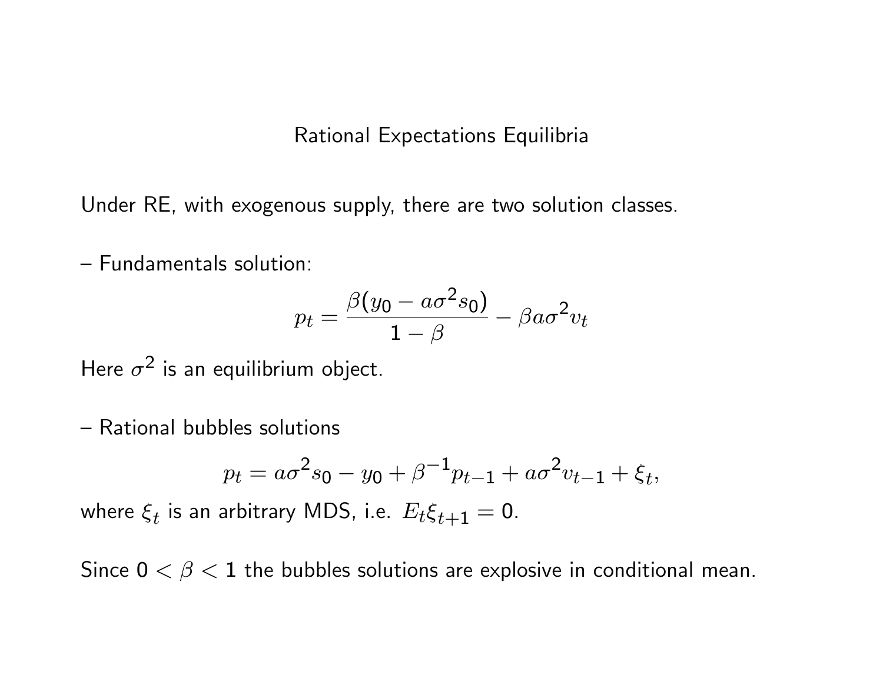# Rational Expectations Equilibria

Under RE, with exogenous supply, there are two solution classes.

– Fundamentals solution:

$$p_t = \frac{\beta(y_0 - a\sigma^2 s_0)}{1-\beta} - \beta a \sigma^2 v_t$$

Here $\sigma^2$ is an equilibrium object.

– Rational bubbles solutions

$$p_t = a\sigma^2 s_0 - y_0 + \beta^{-1} p_{t-1} + a\sigma^2 v_{t-1} + \xi_t,$$

where $\xi_t$ is an arbitrary MDS, i.e. $E_t \xi_{t+1} = 0$.

Since $0 < \beta < 1$ the bubbles solutions are explosive in conditional mean.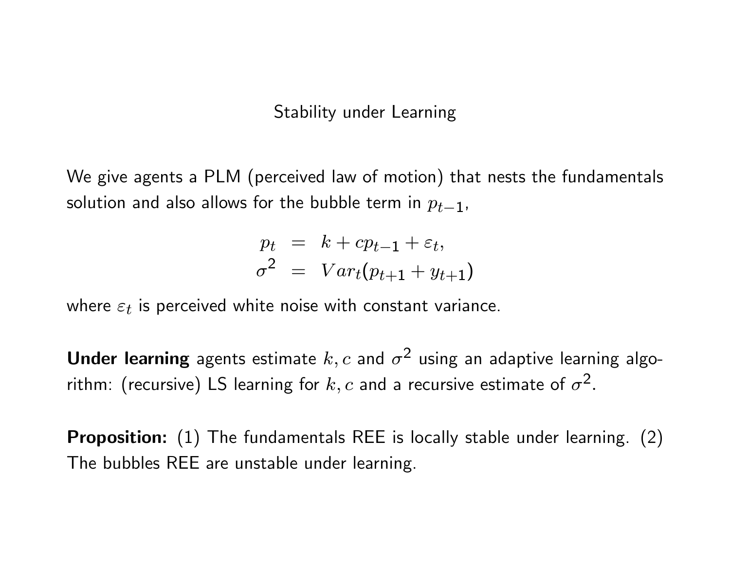# Stability under Learning

We give agents a PLM (perceived law of motion) that nests the fundamentals solution and also allows for the bubble term in $p_{t-1}$,

$$
\begin{aligned}
p_t &= k + c p_{t-1} + \varepsilon_t, \\
\sigma^2 &= Var_t(p_{t+1} + y_{t+1})
\end{aligned}
$$

where $\varepsilon_t$ is perceived white noise with constant variance.

**Under learning** agents estimate $k, c$ and $\sigma^2$ using an adaptive learning algorithm: (recursive) LS learning for $k, c$ and a recursive estimate of $\sigma^2$.

**Proposition:** (1) The fundamentals REE is locally stable under learning. (2) The bubbles REE are unstable under learning.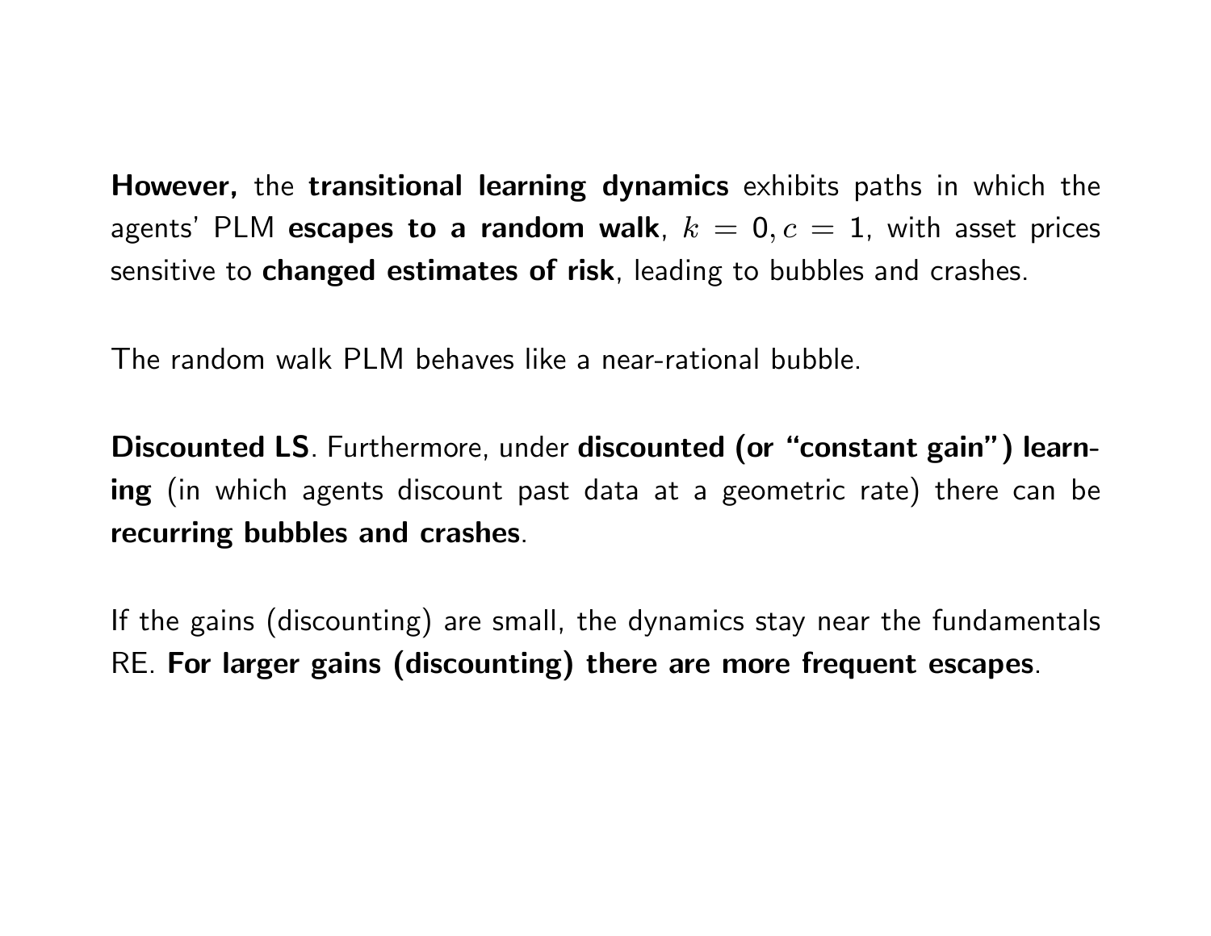**However,** the **transitional learning dynamics** exhibits paths in which the agents' PLM **escapes to a random walk**, $k = 0, c = 1$, with asset prices sensitive to **changed estimates of risk**, leading to bubbles and crashes.

The random walk PLM behaves like a near-rational bubble.

**Discounted LS**. Furthermore, under **discounted (or "constant gain") learning** (in which agents discount past data at a geometric rate) there can be **recurring bubbles and crashes**.

If the gains (discounting) are small, the dynamics stay near the fundamentals RE. **For larger gains (discounting) there are more frequent escapes**.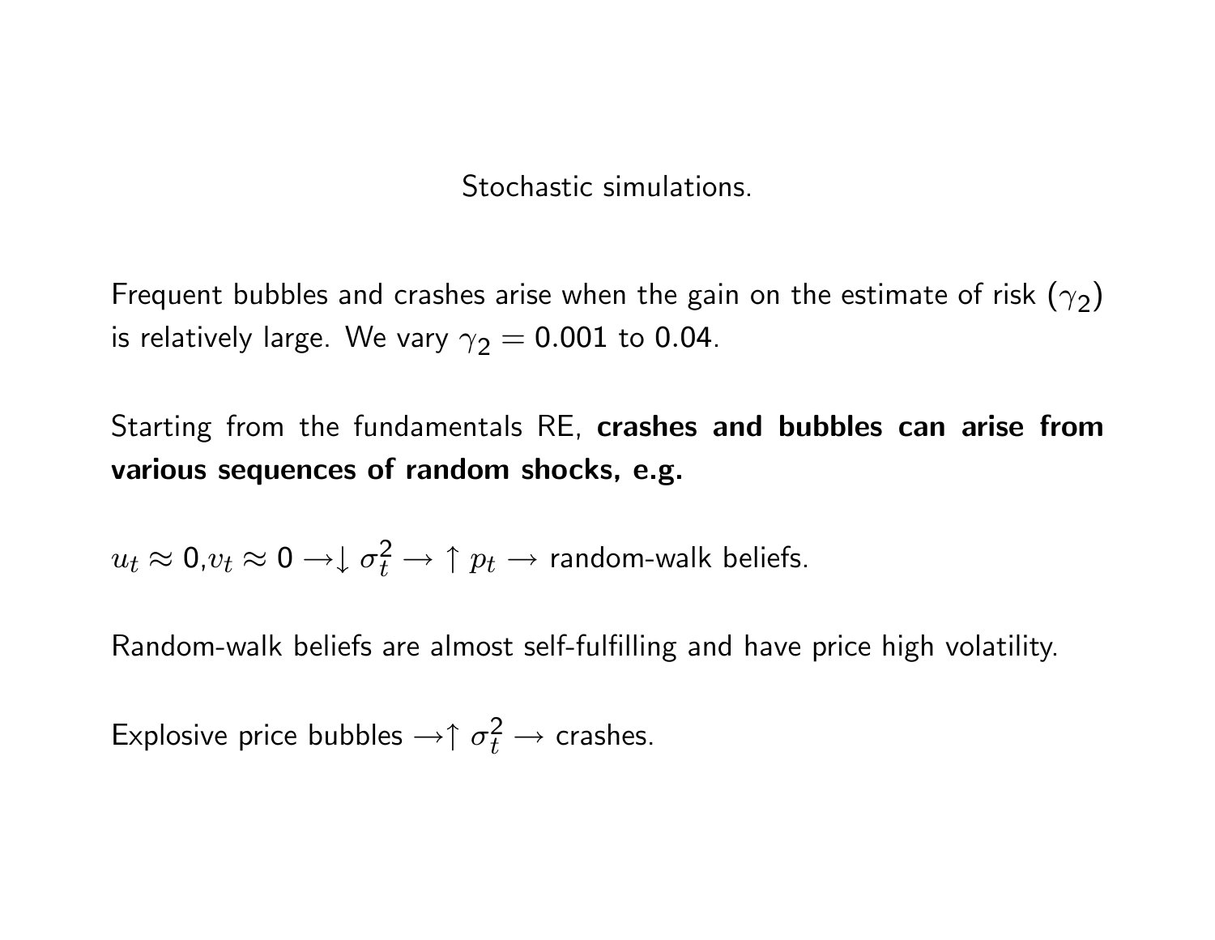# Stochastic simulations.

Frequent bubbles and crashes arise when the gain on the estimate of risk ($\gamma_2$) is relatively large. We vary $\gamma_2 = 0.001$ to $0.04$.

Starting from the fundamentals RE, **crashes and bubbles can arise from various sequences of random shocks, e.g.**

$u_t \approx 0, v_t \approx 0 \rightarrow \downarrow \sigma_t^2 \rightarrow \uparrow p_t \rightarrow$ random-walk beliefs.

Random-walk beliefs are almost self-fulfilling and have price high volatility.

Explosive price bubbles $\rightarrow \uparrow \sigma_t^2 \rightarrow$ crashes.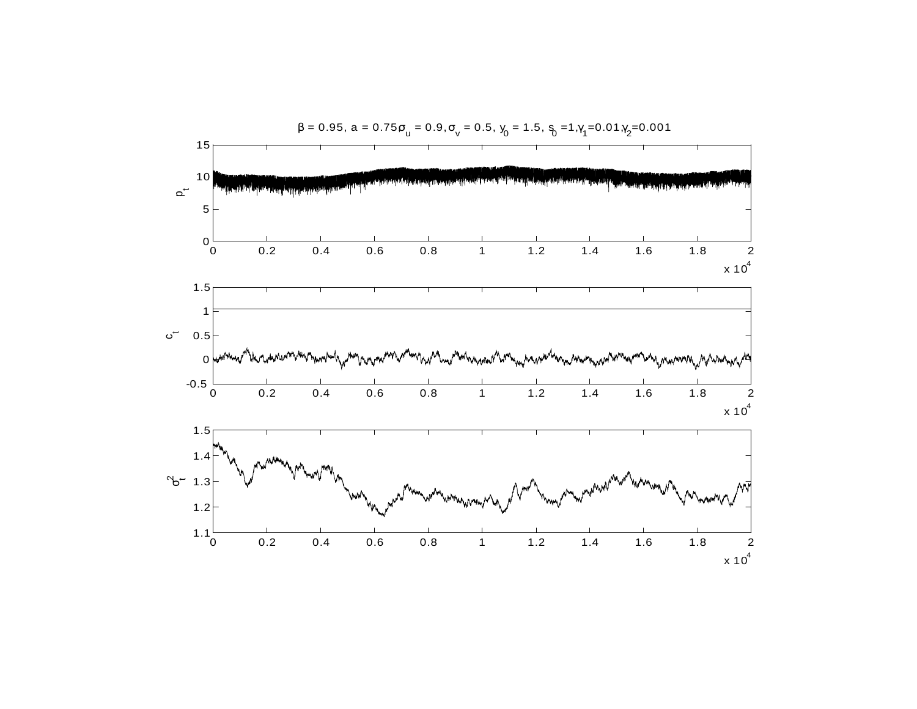$\beta = 0.95$, $a = 0.75$, $\sigma_u = 0.9$, $\sigma_v = 0.5$, $y_0 = 1.5$, $s_0 = 1$, $\gamma_1 = 0.01$, $\gamma_2 = 0.001$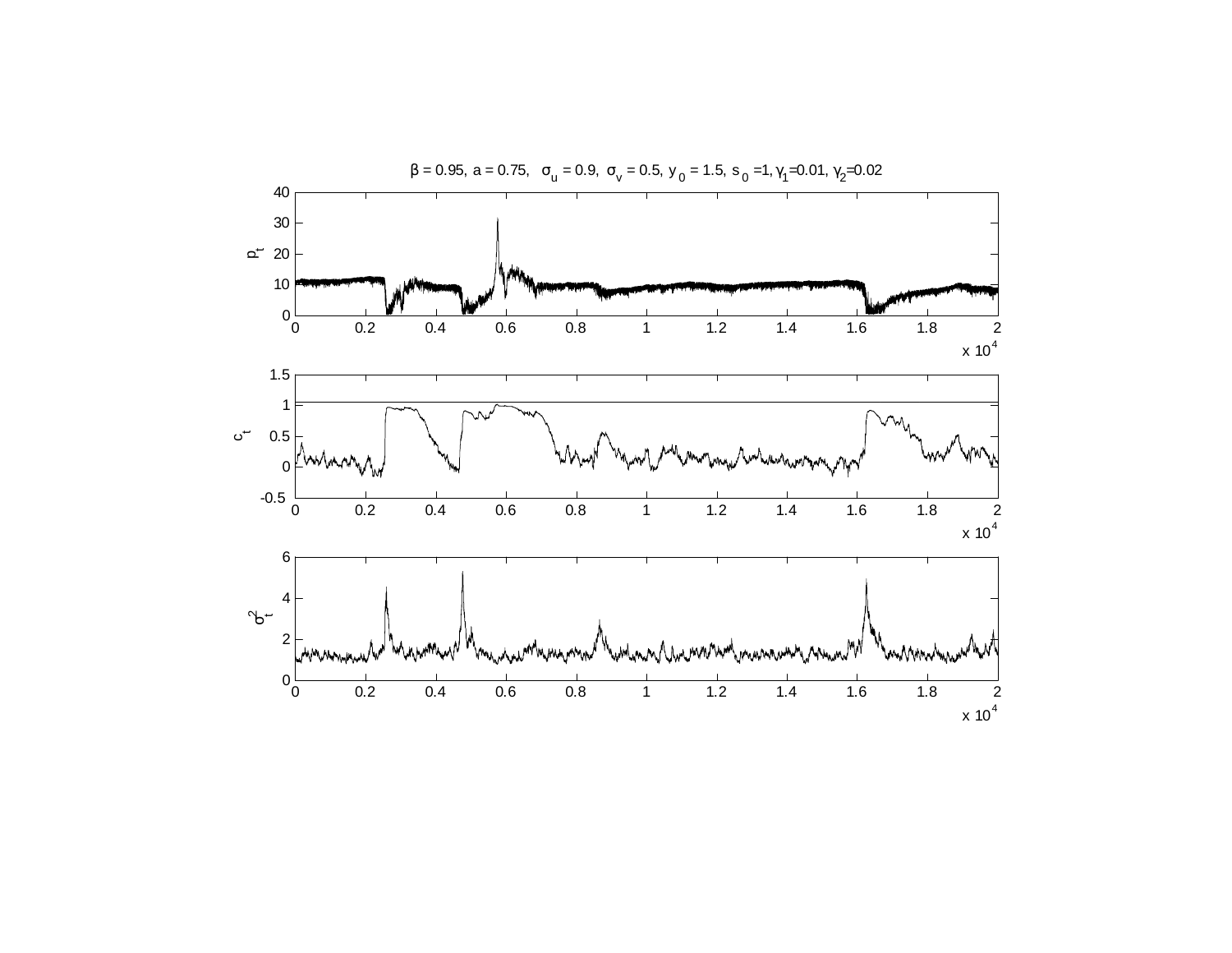$\beta$ = 0.95, a = 0.75, $\sigma_u$ = 0.9, $\sigma_v$ = 0.5, $y_0$ = 1.5, $s_0$ =1, $\gamma_1$=0.01, $\gamma_2$=0.02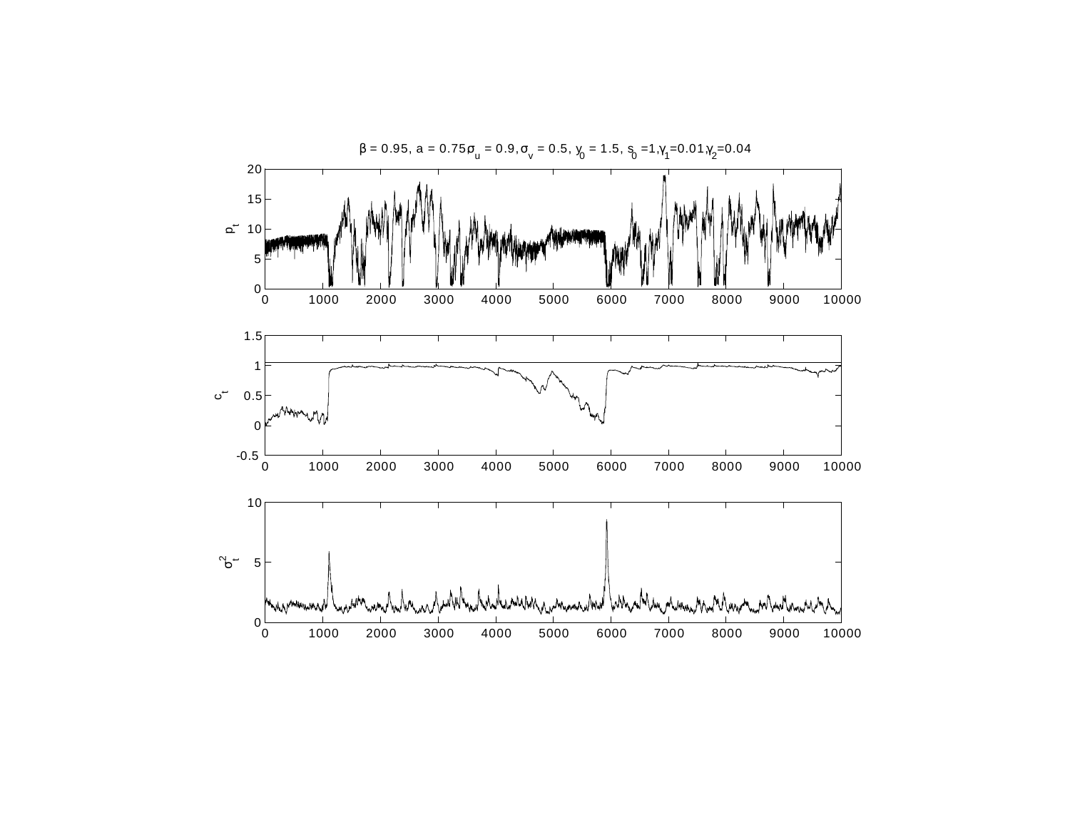$\beta = 0.95$, $a = 0.75$, $\sigma_u = 0.9$, $\sigma_v = 0.5$, $y_0 = 1.5$, $s_0 = 1$, $\gamma_1 = 0.01$, $\gamma_2 = 0.04$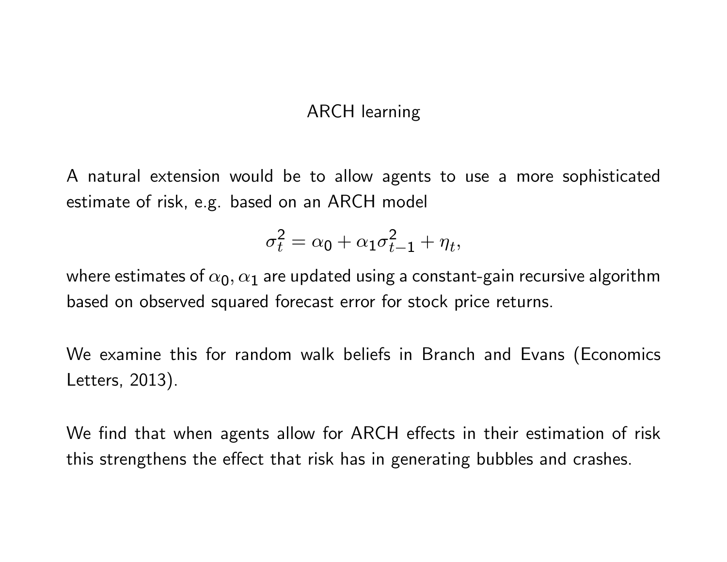## ARCH learning

A natural extension would be to allow agents to use a more sophisticated estimate of risk, e.g. based on an ARCH model

$$\sigma_t^2 = \alpha_0 + \alpha_1 \sigma_{t-1}^2 + \eta_t,$$

where estimates of $\alpha_0, \alpha_1$ are updated using a constant-gain recursive algorithm based on observed squared forecast error for stock price returns.

We examine this for random walk beliefs in Branch and Evans (Economics Letters, 2013).

We find that when agents allow for ARCH effects in their estimation of risk this strengthens the effect that risk has in generating bubbles and crashes.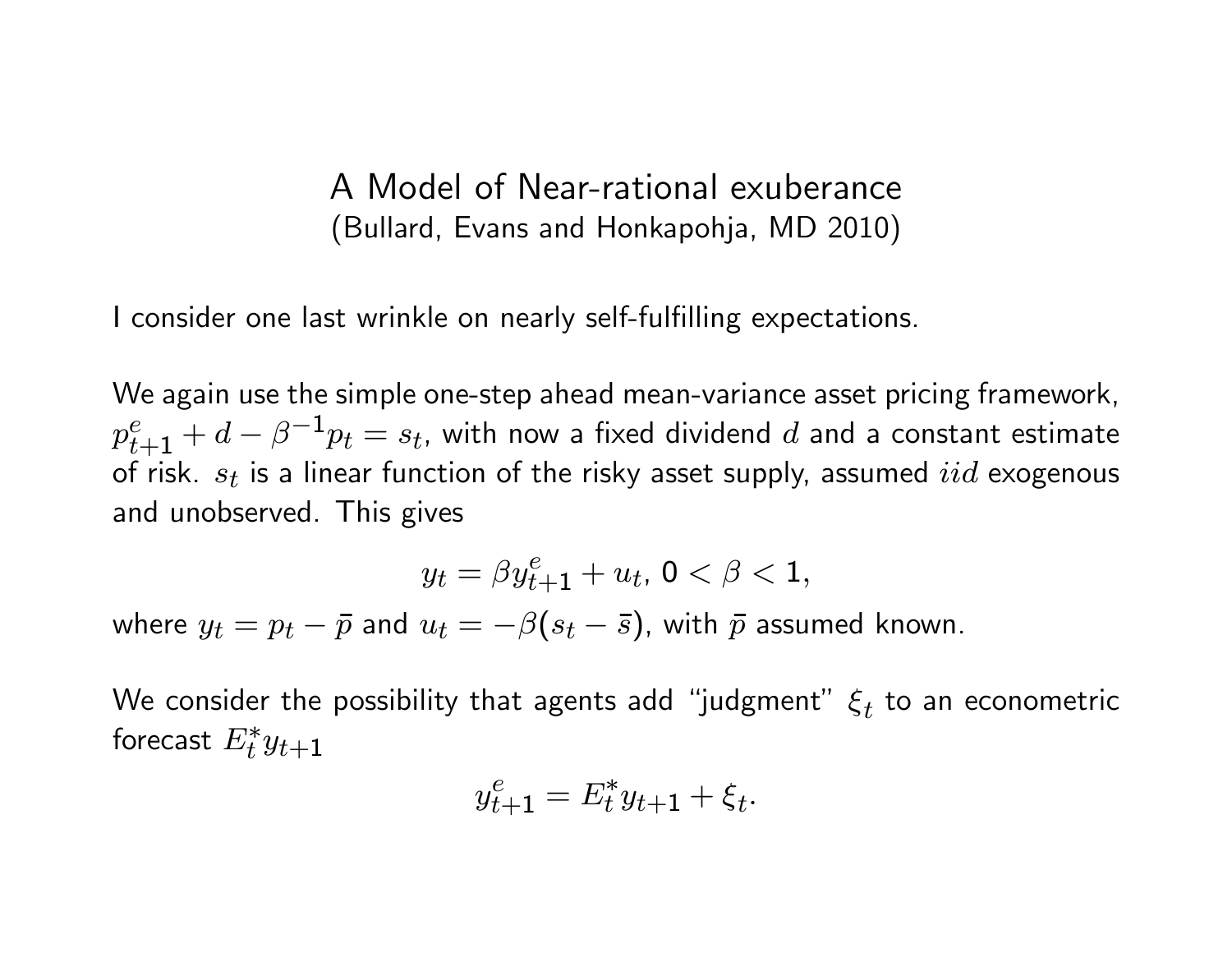# A Model of Near-rational exuberance

(Bullard, Evans and Honkapohja, MD 2010)

I consider one last wrinkle on nearly self-fulfilling expectations.

We again use the simple one-step ahead mean-variance asset pricing framework, $p^e_{t+1} + d - \beta^{-1} p_t = s_t$, with now a fixed dividend $d$ and a constant estimate of risk. $s_t$ is a linear function of the risky asset supply, assumed $iid$ exogenous and unobserved. This gives

$$y_t = \beta y^e_{t+1} + u_t,\ 0 < \beta < 1,$$

where $y_t = p_t - \bar{p}$ and $u_t = -\beta(s_t - \bar{s})$, with $\bar{p}$ assumed known.

We consider the possibility that agents add "judgment" $\xi_t$ to an econometric forecast $E^*_t y_{t+1}$

$$y^e_{t+1} = E^*_t y_{t+1} + \xi_t.$$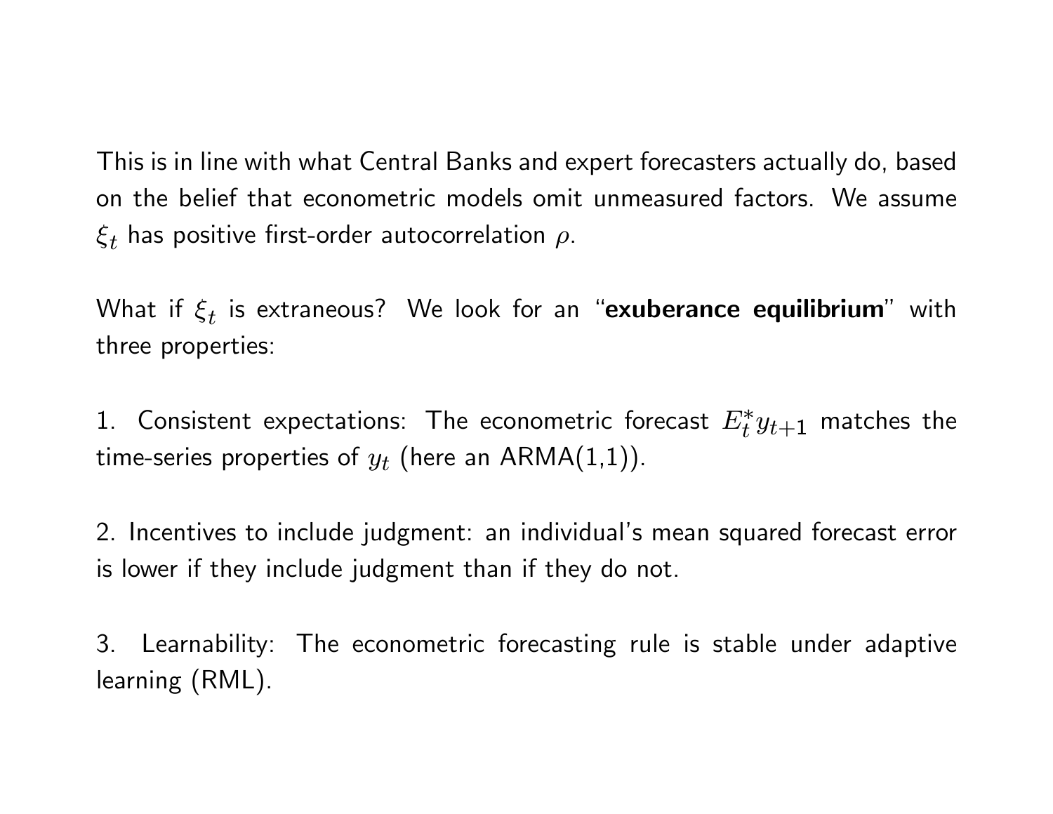This is in line with what Central Banks and expert forecasters actually do, based on the belief that econometric models omit unmeasured factors. We assume $\xi_t$ has positive first-order autocorrelation $\rho$.

What if $\xi_t$ is extraneous? We look for an "**exuberance equilibrium**" with three properties:

1. Consistent expectations: The econometric forecast $E_t^* y_{t+1}$ matches the time-series properties of $y_t$ (here an ARMA(1,1)).

2. Incentives to include judgment: an individual's mean squared forecast error is lower if they include judgment than if they do not.

3. Learnability: The econometric forecasting rule is stable under adaptive learning (RML).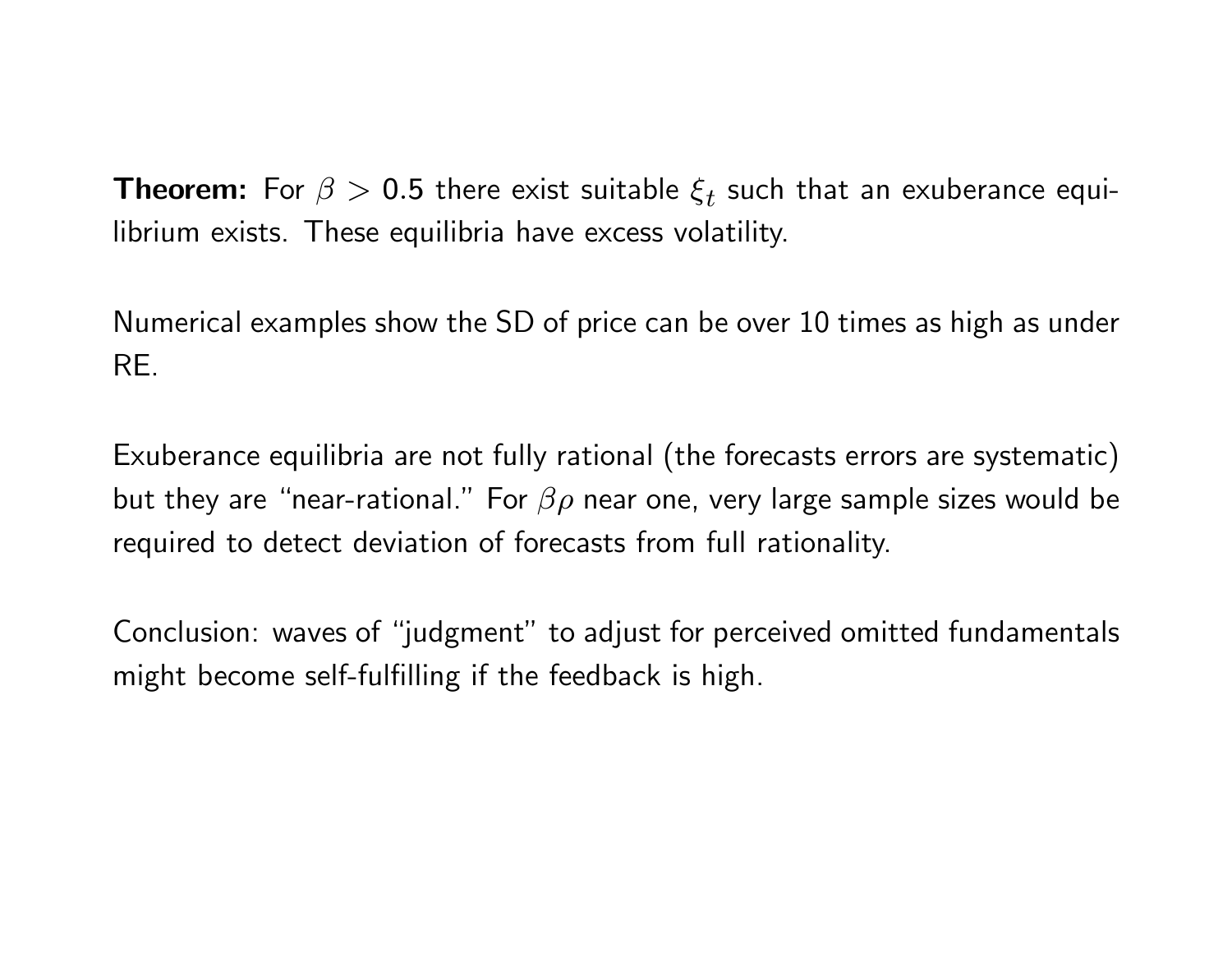**Theorem:** For $\beta > 0.5$ there exist suitable $\xi_t$ such that an exuberance equilibrium exists. These equilibria have excess volatility.

Numerical examples show the SD of price can be over 10 times as high as under RE.

Exuberance equilibria are not fully rational (the forecasts errors are systematic) but they are "near-rational." For $\beta\rho$ near one, very large sample sizes would be required to detect deviation of forecasts from full rationality.

Conclusion: waves of "judgment" to adjust for perceived omitted fundamentals might become self-fulfilling if the feedback is high.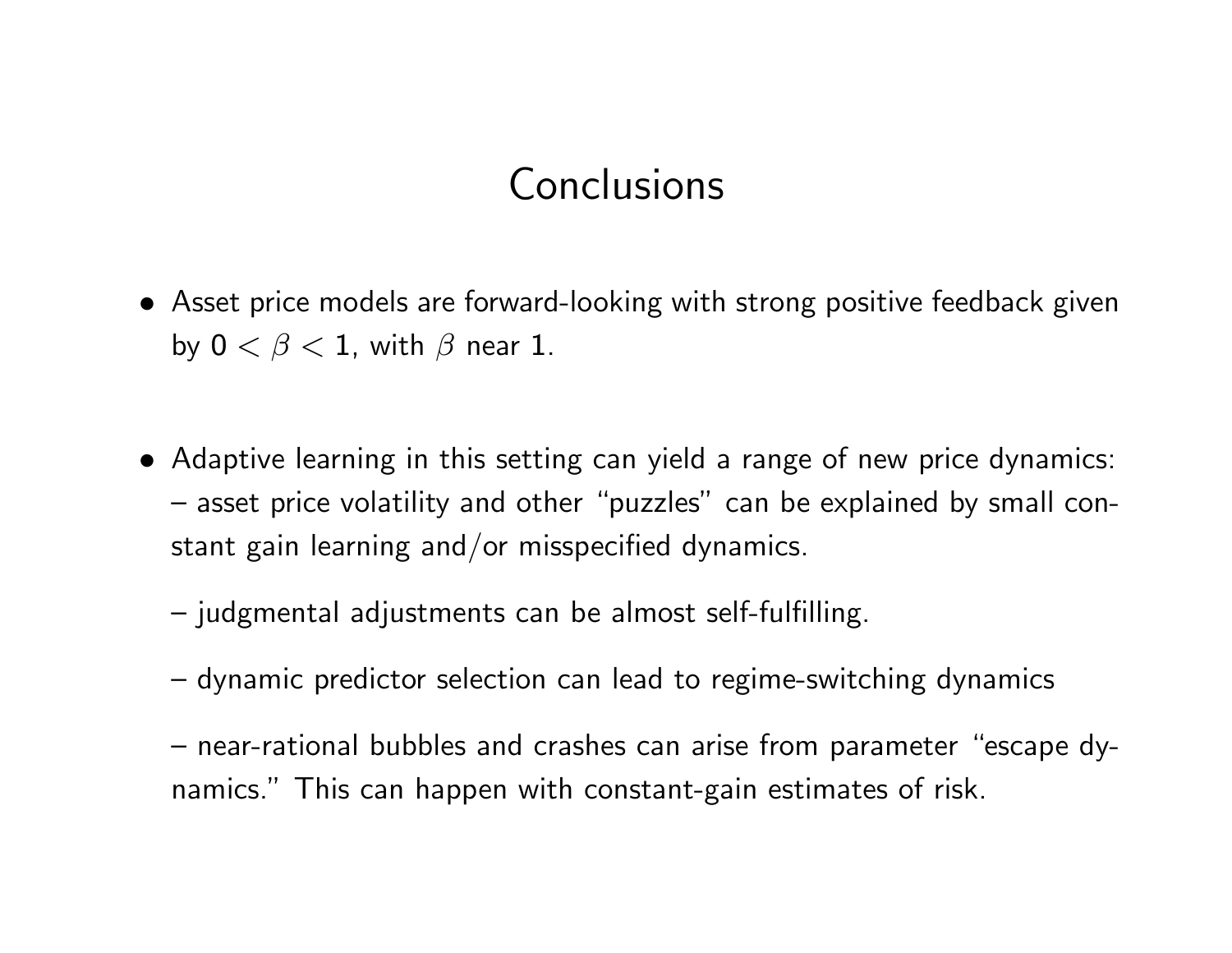# Conclusions

- Asset price models are forward-looking with strong positive feedback given by $0 < \beta < 1$, with $\beta$ near 1.

- Adaptive learning in this setting can yield a range of new price dynamics:
  – asset price volatility and other "puzzles" can be explained by small constant gain learning and/or misspecified dynamics.

  – judgmental adjustments can be almost self-fulfilling.

  – dynamic predictor selection can lead to regime-switching dynamics

  – near-rational bubbles and crashes can arise from parameter "escape dynamics." This can happen with constant-gain estimates of risk.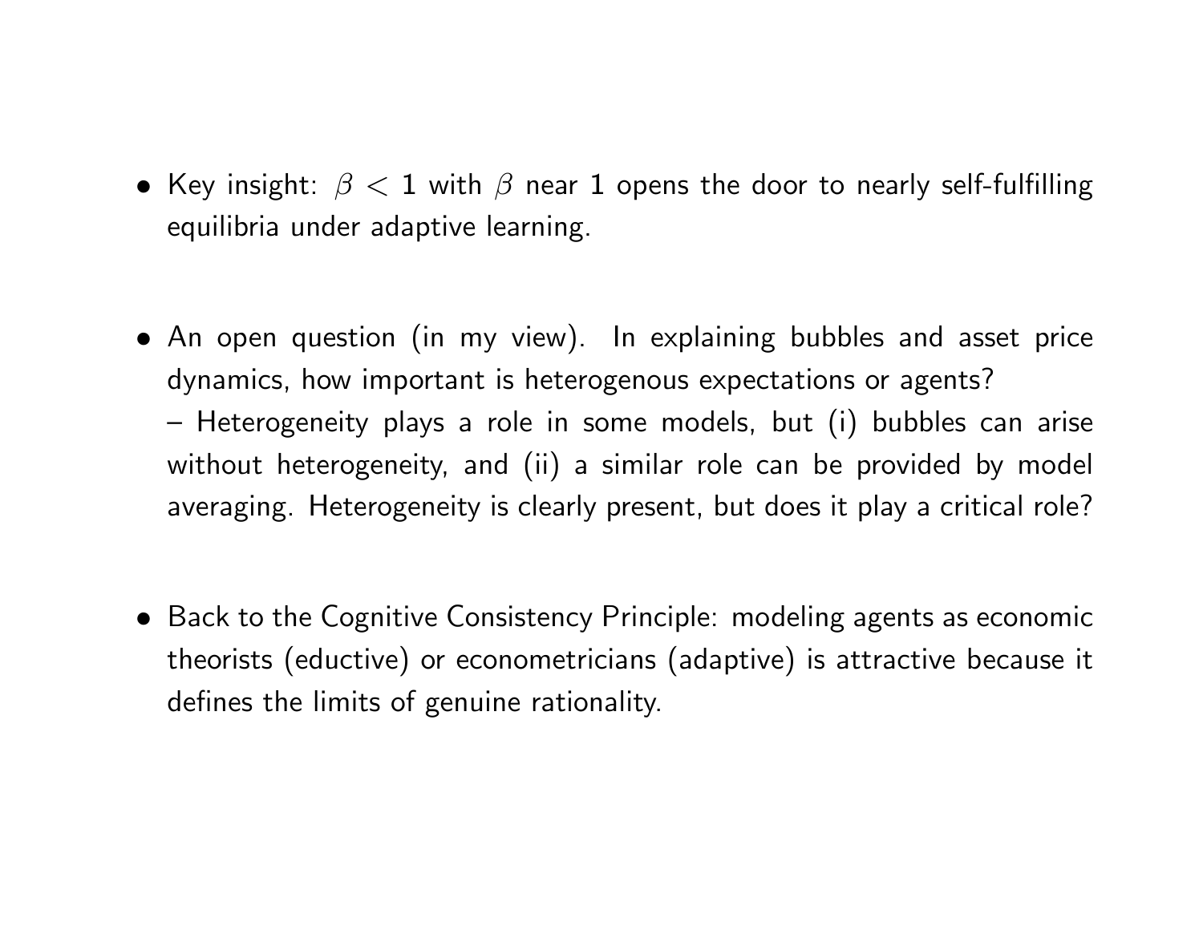- Key insight: $\beta < 1$ with $\beta$ near 1 opens the door to nearly self-fulfilling equilibria under adaptive learning.

- An open question (in my view). In explaining bubbles and asset price dynamics, how important is heterogenous expectations or agents?
  – Heterogeneity plays a role in some models, but (i) bubbles can arise without heterogeneity, and (ii) a similar role can be provided by model averaging. Heterogeneity is clearly present, but does it play a critical role?

- Back to the Cognitive Consistency Principle: modeling agents as economic theorists (eductive) or econometricians (adaptive) is attractive because it defines the limits of genuine rationality.